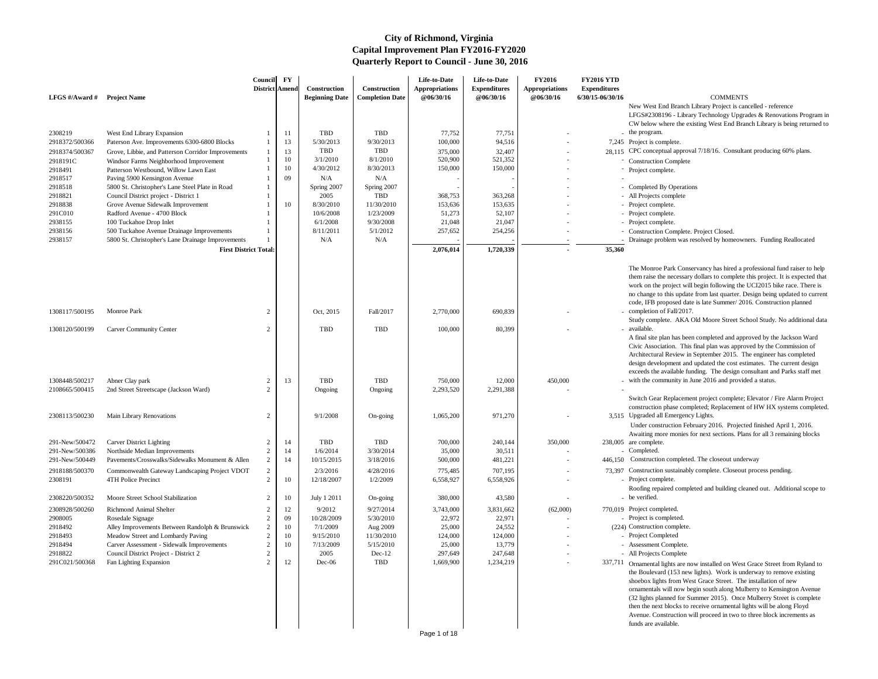# City of Richmond, Virginia
## Capital Improvement Plan FY2016-FY2020
## Quarterly Report to Council - June 30, 2016

| LFGS #/Award # | Project Name | Council District | FY Amend | Construction Beginning Date | Construction Completion Date | Life-to-Date Appropriations @06/30/16 | Life-to-Date Expenditures @06/30/16 | FY2016 Appropriations @06/30/16 | FY2016 YTD Expenditures 6/30/15-06/30/16 | COMMENTS |
|---|---|---|---|---|---|---|---|---|---|---|
| 2308219 | West End Library Expansion | 1 | 11 | TBD | TBD | 77,752 | 77,751 | - | - | New West End Branch Library Project is cancelled - reference LFGS#2308196 - Library Technology Upgrades & Renovations Program in CW below where the existing West End Branch Library is being returned to the program. |
| 2918372/500366 | Paterson Ave. Improvements 6300-6800 Blocks | 1 | 13 | 5/30/2013 | 9/30/2013 | 100,000 | 94,516 | - | 7,245 | Project is complete. |
| 2918374/500367 | Grove, Libbie, and Patterson Corridor Improvements | 1 | 13 | TBD | TBD | 375,000 | 32,407 | - | 28,115 | CPC conceptual approval 7/18/16. Consultant producing 60% plans. |
| 2918191C | Windsor Farms Neighborhood Improvement | 1 | 10 | 3/1/2010 | 8/1/2010 | 520,900 | 521,352 | - | - | Construction Complete |
| 2918491 | Patterson Westbound, Willow Lawn East | 1 | 10 | 4/30/2012 | 8/30/2013 | 150,000 | 150,000 | - | - | Project complete. |
| 2918517 | Paving 5900 Kensington Avenue | 1 | 09 | N/A | N/A | - | - | - | - | |
| 2918518 | 5800 St. Christopher's Lane Steel Plate in Road | 1 | | Spring 2007 | Spring 2007 | - | - | - | - | Completed By Operations |
| 2918821 | Council District project - District 1 | 1 | | 2005 | TBD | 368,753 | 363,268 | - | - | All Projects complete |
| 2918838 | Grove Avenue Sidewalk Improvement | 1 | 10 | 8/30/2010 | 11/30/2010 | 153,636 | 153,635 | - | - | Project complete. |
| 291C010 | Radford Avenue - 4700 Block | 1 | | 10/6/2008 | 1/23/2009 | 51,273 | 52,107 | - | - | Project complete. |
| 2938155 | 100 Tuckahoe Drop Inlet | 1 | | 6/1/2008 | 9/30/2008 | 21,048 | 21,047 | - | - | Project complete. |
| 2938156 | 500 Tuckahoe Avenue Drainage Improvements | 1 | | 8/11/2011 | 5/1/2012 | 257,652 | 254,256 | - | - | Construction Complete. Project Closed. |
| 2938157 | 5800 St. Christopher's Lane Drainage Improvements | 1 | | N/A | N/A | - | - | - | - | Drainage problem was resolved by homeowners. Funding Reallocated |
| | **First District Total:** | | | | | **2,076,014** | **1,720,339** | **-** | **35,360** | |
| 1308117/500195 | Monroe Park | 2 | | Oct, 2015 | Fall/2017 | 2,770,000 | 690,839 | - | - | The Monroe Park Conservancy has hired a professional fund raiser to help them raise the necessary dollars to complete this project. It is expected that work on the project will begin following the UCI2015 bike race. There is no change to this update from last quarter. Design being updated to current code, IFB proposed date is late Summer/ 2016. Construction planned completion of Fall/2017. |
| 1308120/500199 | Carver Community Center | 2 | | TBD | TBD | 100,000 | 80,399 | - | - | Study complete. AKA Old Moore Street School Study. No additional data available. |
| 1308448/500217 | Abner Clay park | 2 | 13 | TBD | TBD | 750,000 | 12,000 | 450,000 | - | A final site plan has been completed and approved by the Jackson Ward Civic Association. This final plan was approved by the Commission of Architectural Review in September 2015. The engineer has completed design development and updated the cost estimates. The current design exceeds the available funding. The design consultant and Parks staff met with the community in June 2016 and provided a status. |
| 2108665/500415 | 2nd Street Streetscape (Jackson Ward) | 2 | | Ongoing | Ongoing | 2,293,520 | 2,291,388 | - | - | |
| 2308113/500230 | Main Library Renovations | 2 | | 9/1/2008 | On-going | 1,065,200 | 971,270 | - | 3,515 | Switch Gear Replacement project complete; Elevator / Fire Alarm Project construction phase completed; Replacement of HW HX systems completed. Upgraded all Emergency Lights. |
| 291-New/500472 | Carver District Lighting | 2 | 14 | TBD | TBD | 700,000 | 240,144 | 350,000 | 238,005 | Under construction February 2016. Projected finished April 1, 2016. Awaiting more monies for next sections. Plans for all 3 remaining blocks are complete. |
| 291-New/500386 | Northside Median Improvements | 2 | 14 | 1/6/2014 | 3/30/2014 | 35,000 | 30,511 | - | - | Completed. |
| 291-New/500449 | Pavements/Crosswalks/Sidewalks Monument & Allen | 2 | 14 | 10/15/2015 | 3/18/2016 | 500,000 | 481,221 | - | 446,150 | Construction completed. The closeout underway |
| 2918188/500370 | Commonwealth Gateway Landscaping Project VDOT | 2 | | 2/3/2016 | 4/28/2016 | 775,485 | 707,195 | - | 73,397 | Construction sustainably complete. Closeout process pending. |
| 2308191 | 4TH Police Precinct | 2 | 10 | 12/18/2007 | 1/2/2009 | 6,558,927 | 6,558,926 | - | - | Project complete. |
| 2308220/500352 | Moore Street School Stabilization | 2 | 10 | July 1 2011 | On-going | 380,000 | 43,580 | - | - | Roofing repaired completed and building cleaned out. Additional scope to be verified. |
| 2308928/500260 | Richmond Animal Shelter | 2 | 12 | 9/2012 | 9/27/2014 | 3,743,000 | 3,831,662 | (62,000) | 770,019 | Project completed. |
| 2908005 | Rosedale Signage | 2 | 09 | 10/28/2009 | 5/30/2010 | 22,972 | 22,971 | - | - | Project is completed. |
| 2918492 | Alley Improvements Between Randolph & Brunswick | 2 | 10 | 7/1/2009 | Aug 2009 | 25,000 | 24,552 | - | (224) | Construction complete. |
| 2918493 | Meadow Street and Lombardy Paving | 2 | 10 | 9/15/2010 | 11/30/2010 | 124,000 | 124,000 | - | - | Project Completed |
| 2918494 | Carver Assessment - Sidewalk Improvements | 2 | 10 | 7/13/2009 | 5/15/2010 | 25,000 | 13,779 | - | - | Assessment Complete. |
| 2918822 | Council District Project - District 2 | 2 | | 2005 | Dec-12 | 297,649 | 247,648 | - | - | All Projects Complete |
| 291C021/500368 | Fan Lighting Expansion | 2 | 12 | Dec-06 | TBD | 1,669,900 | 1,234,219 | - | 337,711 | Ornamental lights are now installed on West Grace Street from Ryland to the Boulevard (153 new lights). Work is underway to remove existing shoebox lights from West Grace Street. The installation of new ornamentals will now begin south along Mulberry to Kensington Avenue (32 lights planned for Summer 2015). Once Mulberry Street is complete then the next blocks to receive ornamental lights will be along Floyd Avenue. Construction will proceed in two to three block increments as funds are available. |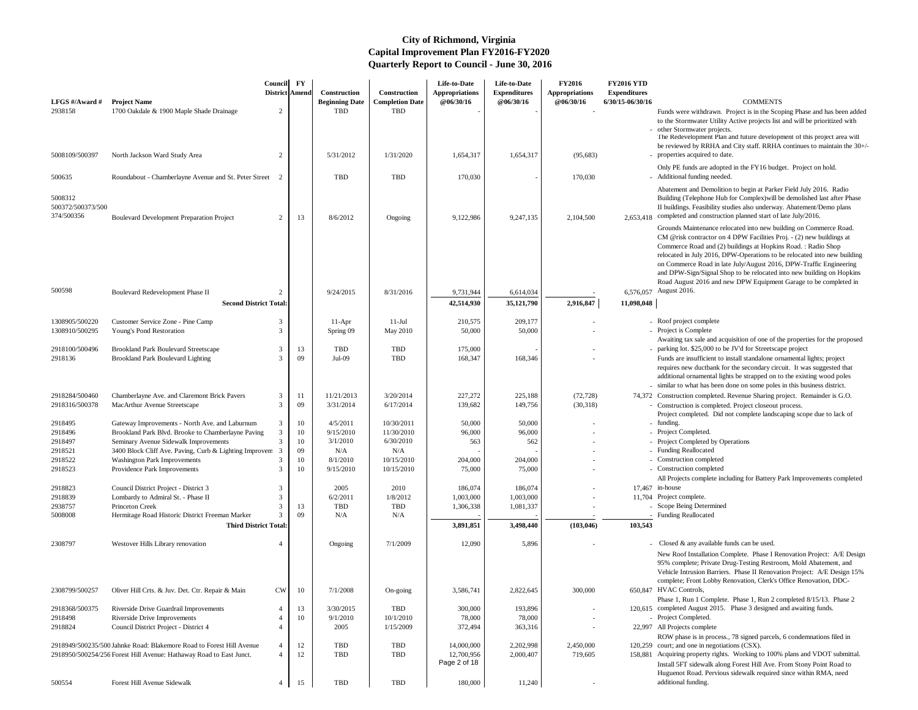# City of Richmond, Virginia
## Capital Improvement Plan FY2016-FY2020
## Quarterly Report to Council - June 30, 2016

| LFGS #/Award # | Project Name | Council District | FY Amend | Construction Beginning Date | Construction Completion Date | Life-to-Date Appropriations @06/30/16 | Life-to-Date Expenditures @06/30/16 | FY2016 Appropriations @06/30/16 | FY2016 YTD Expenditures 6/30/15-06/30/16 | COMMENTS |
|---|---|---|---|---|---|---|---|---|---|---|
| 2938158 | 1700 Oakdale & 1900 Maple Shade Drainage | 2 | | TBD | TBD | - | - | - | - | Funds were withdrawn. Project is in the Scoping Phase and has been added to the Stormwater Utility Active projects list and will be prioritized with other Stormwater projects. |
| 5008109/500397 | North Jackson Ward Study Area | 2 | | 5/31/2012 | 1/31/2020 | 1,654,317 | 1,654,317 | (95,683) | - | The Redevelopment Plan and future development of this project area will be reviewed by RRHA and City staff. RRHA continues to maintain the 30+/- properties acquired to date. |
| 500635 | Roundabout - Chamberlayne Avenue and St. Peter Street | 2 | | TBD | TBD | 170,030 | - | 170,030 | - | Only PE funds are adopted in the FY16 budget. Project on hold. Additional funding needed. |
| 5008312 500372/500373/500374/500356 | Boulevard Development Preparation Project | 2 | 13 | 8/6/2012 | Ongoing | 9,122,986 | 9,247,135 | 2,104,500 | 2,653,418 | Abatement and Demolition to begin at Parker Field July 2016. Radio Building (Telephone Hub for Complex)will be demolished last after Phase II buildings. Feasibility studies also underway. Abatement/Demo plans completed and construction planned start of late July/2016. |
| 500598 | Boulevard Redevelopment Phase II | 2 | | 9/24/2015 | 8/31/2016 | 9,731,944 | 6,614,034 | - | 6,576,057 | Grounds Maintenance relocated into new building on Commerce Road. CM @risk contractor on 4 DPW Facilities Proj. - (2) new buildings at Commerce Road and (2) buildings at Hopkins Road. : Radio Shop relocated in July 2016, DPW-Operations to be relocated into new building on Commerce Road in late July/August 2016, DPW-Traffic Engineering and DPW-Sign/Signal Shop to be relocated into new building on Hopkins Road August 2016 and new DPW Equipment Garage to be completed in August 2016. |
| | **Second District Total:** | | | | | **42,514,930** | **35,121,790** | **2,916,847** | **11,098,048** | |
| 1308905/500220 | Customer Service Zone - Pine Camp | 3 | | 11-Apr | 11-Jul | 210,575 | 209,177 | - | - | Roof project complete |
| 1308910/500295 | Young's Pond Restoration | 3 | | Spring 09 | May 2010 | 50,000 | 50,000 | - | - | Project is Complete |
| 2918100/500496 | Brookland Park Boulevard Streetscape | 3 | 13 | TBD | TBD | 175,000 | - | - | - | Awaiting tax sale and acquisition of one of the properties for the proposed parking lot. $25,000 to be JV'd for Streetscape project |
| 2918136 | Brookland Park Boulevard Lighting | 3 | 09 | Jul-09 | TBD | 168,347 | 168,346 | - | - | Funds are insufficient to install standalone ornamental lights; project requires new ductbank for the secondary circuit. It was suggested that additional ornamental lights be strapped on to the existing wood poles similar to what has been done on some poles in this business district. |
| 2918284/500460 | Chamberlayne Ave. and Claremont Brick Pavers | 3 | 11 | 11/21/2013 | 3/20/2014 | 227,272 | 225,188 | (72,728) | 74,372 | Construction completed. Revenue Sharing project. Remainder is G.O. |
| 2918316/500378 | MacArthur Avenue Streetscape | 3 | 09 | 3/31/2014 | 6/17/2014 | 139,682 | 149,756 | (30,318) | - | Construction is completed. Project closeout process. |
| 2918495 | Gateway Improvements - North Ave. and Laburnum | 3 | 10 | 4/5/2011 | 10/30/2011 | 50,000 | 50,000 | - | - | Project completed. Did not complete landscaping scope due to lack of funding. |
| 2918496 | Brookland Park Blvd. Brooke to Chamberlayne Paving | 3 | 10 | 9/15/2010 | 11/30/2010 | 96,000 | 96,000 | - | - | Project Completed. |
| 2918497 | Seminary Avenue Sidewalk Improvements | 3 | 10 | 3/1/2010 | 6/30/2010 | 563 | 562 | - | - | Project Completed by Operations |
| 2918521 | 3400 Block Cliff Ave. Paving, Curb & Lighting Improvem | 3 | 09 | N/A | N/A | - | - | - | - | Funding Reallocated |
| 2918522 | Washington Park Improvements | 3 | 10 | 8/1/2010 | 10/15/2010 | 204,000 | 204,000 | - | - | Construction completed |
| 2918523 | Providence Park Improvements | 3 | 10 | 9/15/2010 | 10/15/2010 | 75,000 | 75,000 | - | - | Construction completed |
| 2918823 | Council District Project - District 3 | 3 | | 2005 | 2010 | 186,074 | 186,074 | - | 17,467 | All Projects complete including for Battery Park Improvements completed in-house |
| 2918839 | Lombardy to Admiral St. - Phase II | 3 | | 6/2/2011 | 1/8/2012 | 1,003,000 | 1,003,000 | - | 11,704 | Project complete. |
| 2938757 | Princeton Creek | 3 | 13 | TBD | TBD | 1,306,338 | 1,081,337 | - | - | Scope Being Determined |
| 5008008 | Hermitage Road Historic District Freeman Marker | 3 | 09 | N/A | N/A | - | - | - | - | Funding Reallocated |
| | **Third District Total:** | | | | | **3,891,851** | **3,498,440** | **(103,046)** | **103,543** | |
| 2308797 | Westover Hills Library renovation | 4 | | Ongoing | 7/1/2009 | 12,090 | 5,896 | - | - | Closed & any available funds can be used. |
| 2308799/500257 | Oliver Hill Crts. & Juv. Det. Ctr. Repair & Main | CW | 10 | 7/1/2008 | On-going | 3,586,741 | 2,822,645 | 300,000 | 650,847 | New Roof Installation Complete. Phase I Renovation Project: A/E Design 95% complete; Private Drug-Testing Restroom, Mold Abatement, and Vehicle Intrusion Barriers. Phase II Renovation Project: A/E Design 15% complete; Front Lobby Renovation, Clerk's Office Renovation, DDC-HVAC Controls, |
| 2918368/500375 | Riverside Drive Guardrail Improvements | 4 | 13 | 3/30/2015 | TBD | 300,000 | 193,896 | - | 120,615 | Phase 1, Run 1 Complete. Phase 1, Run 2 completed 8/15/13. Phase 2 completed August 2015. Phase 3 designed and awaiting funds. |
| 2918498 | Riverside Drive Improvements | 4 | 10 | 9/1/2010 | 10/1/2010 | 78,000 | 78,000 | - | - | Project Completed. |
| 2918824 | Council District Project - District 4 | 4 | | 2005 | 1/15/2009 | 372,494 | 363,316 | - | 22,997 | All Projects complete |
| 2918949/500235/500 | Jahnke Road: Blakemore Road to Forest Hill Avenue | 4 | 12 | TBD | TBD | 14,000,000 | 2,202,998 | 2,450,000 | 120,259 | ROW phase is in process., 78 signed parcels, 6 condemnations filed in court; and one in negotiations (CSX). |
| 2918950/500254/256 | Forest Hill Avenue: Hathaway Road to East Junct. | 4 | 12 | TBD | TBD | 12,700,956 | 2,000,407 | 719,605 | 158,881 | Acquiring property rights. Working to 100% plans and VDOT submittal. |
| 500554 | Forest Hill Avenue Sidewalk | 4 | 15 | TBD | TBD | 180,000 | 11,240 | - | | Install 5FT sidewalk along Forest Hill Ave. From Stony Point Road to Huguenot Road. Pervious sidewalk required since within RMA, need additional funding. |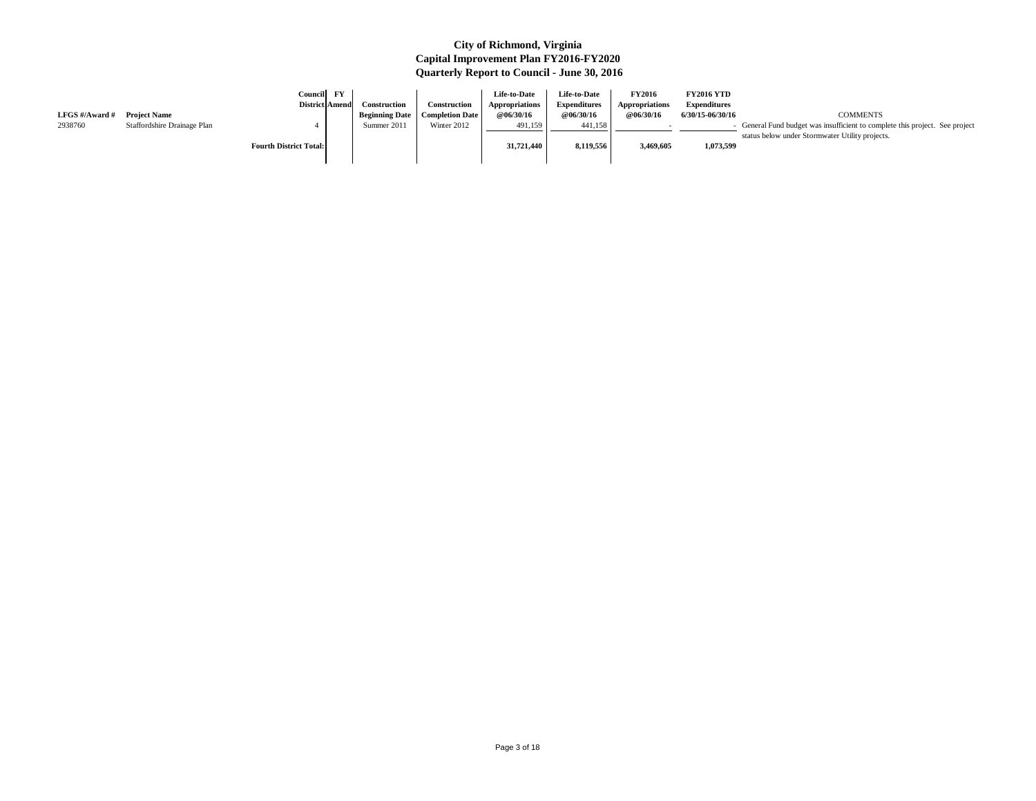# City of Richmond, Virginia
## Capital Improvement Plan FY2016-FY2020
## Quarterly Report to Council - June 30, 2016

| LFGS #/Award # | Project Name | Council District | FY Amend | Construction Beginning Date | Construction Completion Date | Life-to-Date Appropriations @06/30/16 | Life-to-Date Expenditures @06/30/16 | FY2016 Appropriations @06/30/16 | FY2016 YTD Expenditures 6/30/15-06/30/16 | COMMENTS |
|---|---|---|---|---|---|---|---|---|---|---|
| 2938760 | Staffordshire Drainage Plan | 4 | | Summer 2011 | Winter 2012 | 491,159 | 441,158 | - | - | General Fund budget was insufficient to complete this project. See project status below under Stormwater Utility projects. |
| | | **Fourth District Total:** | | | | **31,721,440** | **8,119,556** | **3,469,605** | **1,073,599** | |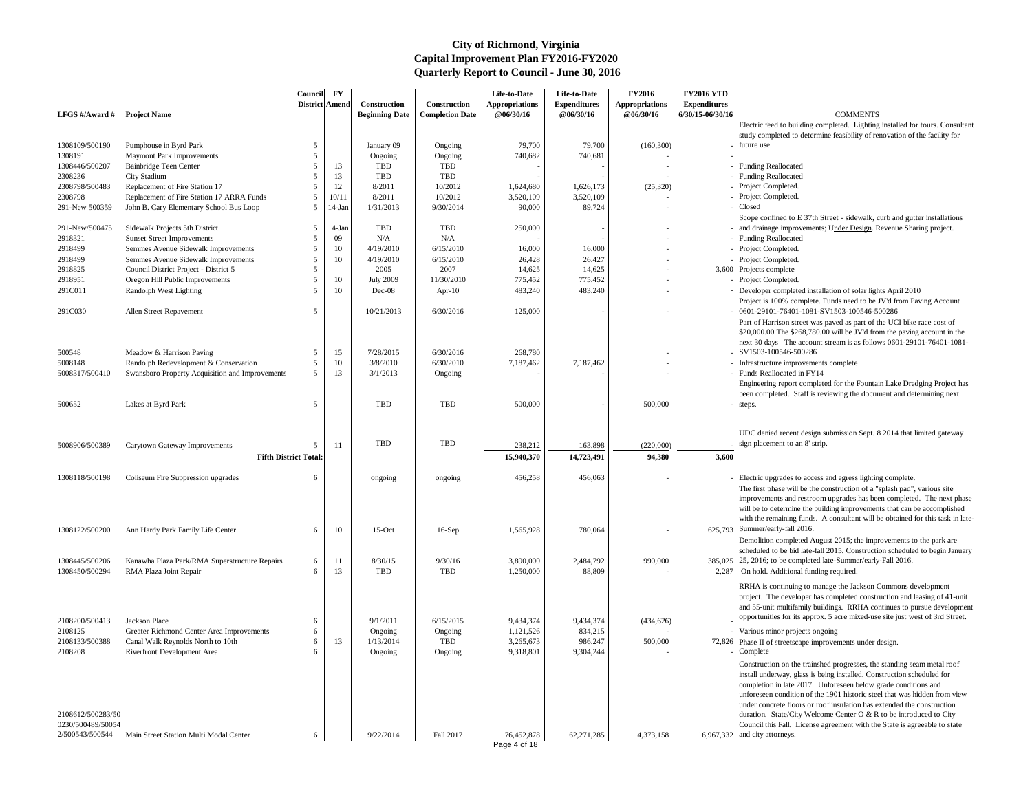# City of Richmond, Virginia
## Capital Improvement Plan FY2016-FY2020
## Quarterly Report to Council - June 30, 2016

| LFGS #/Award # | Project Name | Council District | FY Amend | Construction Beginning Date | Construction Completion Date | Life-to-Date Appropriations @06/30/16 | Life-to-Date Expenditures @06/30/16 | FY2016 Appropriations @06/30/16 | FY2016 YTD Expenditures 6/30/15-06/30/16 | COMMENTS |
|---|---|---|---|---|---|---|---|---|---|---|
| 1308109/500190 | Pumphouse in Byrd Park | 5 | | January 09 | Ongoing | 79,700 | 79,700 | (160,300) | - | Electric feed to building completed. Lighting installed for tours. Consultant study completed to determine feasibility of renovation of the facility for future use. |
| 1308191 | Maymont Park Improvements | 5 | | Ongoing | Ongoing | 740,682 | 740,681 | - | - | |
| 1308446/500207 | Bainbridge Teen Center | 5 | 13 | TBD | TBD | - | - | - | - | Funding Reallocated |
| 2308236 | City Stadium | 5 | 13 | TBD | TBD | - | - | - | - | Funding Reallocated |
| 2308798/500483 | Replacement of Fire Station 17 | 5 | 12 | 8/2011 | 10/2012 | 1,624,680 | 1,626,173 | (25,320) | - | Project Completed. |
| 2308798 | Replacement of Fire Station 17 ARRA Funds | 5 | 10/11 | 8/2011 | 10/2012 | 3,520,109 | 3,520,109 | - | - | Project Completed. |
| 291-New 500359 | John B. Cary Elementary School Bus Loop | 5 | 14-Jan | 1/31/2013 | 9/30/2014 | 90,000 | 89,724 | - | - | Closed |
| 291-New/500475 | Sidewalk Projects 5th District | 5 | 14-Jan | TBD | TBD | 250,000 | - | - | - | Scope confined to E 37th Street - sidewalk, curb and gutter installations and drainage improvements; Under Design. Revenue Sharing project. |
| 2918321 | Sunset Street Improvements | 5 | 09 | N/A | N/A | - | - | - | - | Funding Reallocated |
| 2918499 | Semmes Avenue Sidewalk Improvements | 5 | 10 | 4/19/2010 | 6/15/2010 | 16,000 | 16,000 | - | - | Project Completed. |
| 2918499 | Semmes Avenue Sidewalk Improvements | 5 | 10 | 4/19/2010 | 6/15/2010 | 26,428 | 26,427 | - | - | Project Completed. |
| 2918825 | Council District Project - District 5 | 5 | | 2005 | 2007 | 14,625 | 14,625 | - | 3,600 | Projects complete |
| 2918951 | Oregon Hill Public Improvements | 5 | 10 | July 2009 | 11/30/2010 | 775,452 | 775,452 | - | - | Project Completed. |
| 291C011 | Randolph West Lighting | 5 | 10 | Dec-08 | Apr-10 | 483,240 | 483,240 | - | - | Developer completed installation of solar lights April 2010 |
| 291C030 | Allen Street Repavement | 5 | | 10/21/2013 | 6/30/2016 | 125,000 | - | - | - | Project is 100% complete. Funds need to be JV'd from Paving Account 0601-29101-76401-1081-SV1503-100546-500286 |
| 500548 | Meadow & Harrison Paving | 5 | 15 | 7/28/2015 | 6/30/2016 | 268,780 | | | - | Part of Harrison street was paved as part of the UCI bike race cost of $20,000.00 The $268,780.00 will be JV'd from the paving account in the next 30 days The account stream is as follows 0601-29101-76401-1081-SV1503-100546-500286 |
| 5008148 | Randolph Redevelopment & Conservation | 5 | 10 | 3/8/2010 | 6/30/2010 | 7,187,462 | 7,187,462 | - | - | Infrastructure improvements complete |
| 5008317/500410 | Swansboro Property Acquisition and Improvements | 5 | 13 | 3/1/2013 | Ongoing | - | - | - | - | Funds Reallocated in FY14 |
| 500652 | Lakes at Byrd Park | 5 | | TBD | TBD | 500,000 | - | 500,000 | - | Engineering report completed for the Fountain Lake Dredging Project has been completed. Staff is reviewing the document and determining next steps. |
| 5008906/500389 | Carytown Gateway Improvements | 5 | 11 | TBD | TBD | 238,212 | 163,898 | (220,000) | - | UDC denied recent design submission Sept. 8 2014 that limited gateway sign placement to an 8' strip. |
| | **Fifth District Total:** | | | | | **15,940,370** | **14,723,491** | **94,380** | **3,600** | |
| 1308118/500198 | Coliseum Fire Suppression upgrades | 6 | | ongoing | ongoing | 456,258 | 456,063 | - | - | Electric upgrades to access and egress lighting complete. |
| 1308122/500200 | Ann Hardy Park Family Life Center | 6 | 10 | 15-Oct | 16-Sep | 1,565,928 | 780,064 | - | 625,793 | The first phase will be the construction of a "splash pad", various site improvements and restroom upgrades has been completed. The next phase will be to determine the building improvements that can be accomplished with the remaining funds. A consultant will be obtained for this task in late-Summer/early-fall 2016. |
| 1308445/500206 | Kanawha Plaza Park/RMA Superstructure Repairs | 6 | 11 | 8/30/15 | 9/30/16 | 3,890,000 | 2,484,792 | 990,000 | 385,025 | Demolition completed August 2015; the improvements to the park are scheduled to be bid late-fall 2015. Construction scheduled to begin January 25, 2016; to be completed late-Summer/early-Fall 2016. |
| 1308450/500294 | RMA Plaza Joint Repair | 6 | 13 | TBD | TBD | 1,250,000 | 88,809 | - | 2,287 | On hold. Additional funding required. |
| 2108200/500413 | Jackson Place | 6 | | 9/1/2011 | 6/15/2015 | 9,434,374 | 9,434,374 | (434,626) | - | RRHA is continuing to manage the Jackson Commons development project. The developer has completed construction and leasing of 41-unit and 55-unit multifamily buildings. RRHA continues to pursue development opportunities for its approx. 5 acre mixed-use site just west of 3rd Street. |
| 2108125 | Greater Richmond Center Area Improvements | 6 | | Ongoing | Ongoing | 1,121,526 | 834,215 | - | - | Various minor projects ongoing |
| 2108133/500388 | Canal Walk Reynolds North to 10th | 6 | 13 | 1/13/2014 | TBD | 3,265,673 | 986,247 | 500,000 | 72,826 | Phase II of streetscape improvements under design. |
| 2108208 | Riverfront Development Area | 6 | | Ongoing | Ongoing | 9,318,801 | 9,304,244 | - | - | Complete |
| 2108612/500283/500230/500489/500542/500543/500544 | Main Street Station Multi Modal Center | 6 | | 9/22/2014 | Fall 2017 | 76,452,878 | 62,271,285 | 4,373,158 | 16,967,332 | Construction on the trainshed progresses, the standing seam metal roof install underway, glass is being installed. Construction scheduled for completion in late 2017. Unforeseen below grade conditions and unforeseen condition of the 1901 historic steel that was hidden from view under concrete floors or roof insulation has extended the construction duration. State/City Welcome Center O & R to be introduced to City Council this Fall. License agreement with the State is agreeable to state and city attorneys. |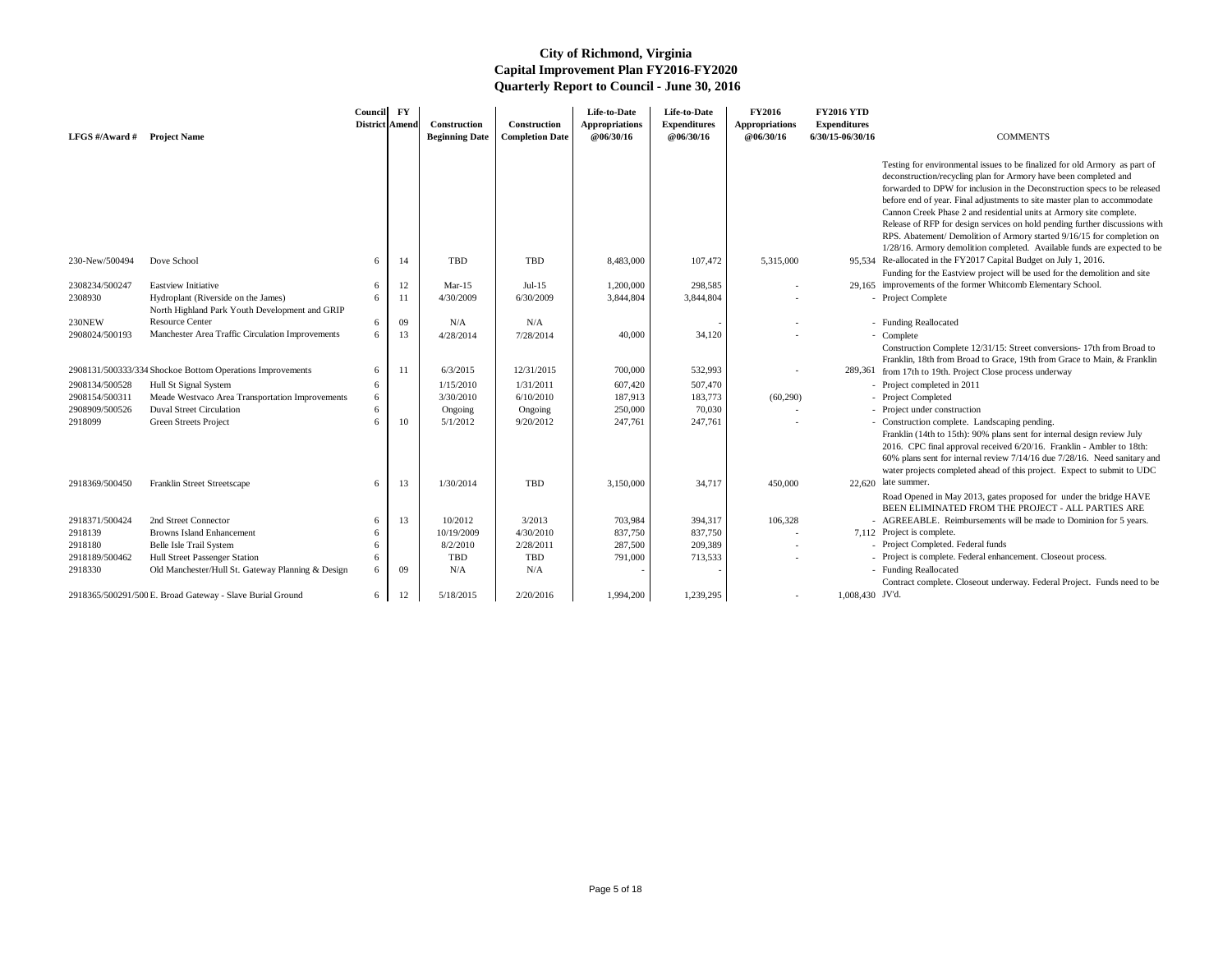# City of Richmond, Virginia
## Capital Improvement Plan FY2016-FY2020
## Quarterly Report to Council - June 30, 2016

| LFGS #/Award # | Project Name | Council District | FY Amend | Construction Beginning Date | Construction Completion Date | Life-to-Date Appropriations @06/30/16 | Life-to-Date Expenditures @06/30/16 | FY2016 Appropriations @06/30/16 | FY2016 YTD Expenditures 6/30/15-06/30/16 | COMMENTS |
|---|---|---|---|---|---|---|---|---|---|---|
| 230-New/500494 | Dove School | 6 | 14 | TBD | TBD | 8,483,000 | 107,472 | 5,315,000 | 95,534 | Testing for environmental issues to be finalized for old Armory as part of deconstruction/recycling plan for Armory have been completed and forwarded to DPW for inclusion in the Deconstruction specs to be released before end of year. Final adjustments to site master plan to accommodate Cannon Creek Phase 2 and residential units at Armory site complete. Release of RFP for design services on hold pending further discussions with RPS. Abatement/ Demolition of Armory started 9/16/15 for completion on 1/28/16. Armory demolition completed. Available funds are expected to be Re-allocated in the FY2017 Capital Budget on July 1, 2016. |
| 2308234/500247 | Eastview Initiative | 6 | 12 | Mar-15 | Jul-15 | 1,200,000 | 298,585 | - | 29,165 | Funding for the Eastview project will be used for the demolition and site improvements of the former Whitcomb Elementary School. |
| 2308930 | Hydroplant (Riverside on the James) | 6 | 11 | 4/30/2009 | 6/30/2009 | 3,844,804 | 3,844,804 | - | - | Project Complete |
| 230NEW | North Highland Park Youth Development and GRIP Resource Center | 6 | 09 | N/A | N/A | | - | - | - | Funding Reallocated |
| 2908024/500193 | Manchester Area Traffic Circulation Improvements | 6 | 13 | 4/28/2014 | 7/28/2014 | 40,000 | 34,120 | - | - | Complete |
| 2908131/500333/334 | Shockoe Bottom Operations Improvements | 6 | 11 | 6/3/2015 | 12/31/2015 | 700,000 | 532,993 | - | 289,361 | Construction Complete 12/31/15: Street conversions- 17th from Broad to Franklin, 18th from Broad to Grace, 19th from Grace to Main, & Franklin from 17th to 19th. Project Close process underway |
| 2908134/500528 | Hull St Signal System | 6 | | 1/15/2010 | 1/31/2011 | 607,420 | 507,470 | | - | Project completed in 2011 |
| 2908154/500311 | Meade Westvaco Area Transportation Improvements | 6 | | 3/30/2010 | 6/10/2010 | 187,913 | 183,773 | (60,290) | - | Project Completed |
| 2908909/500526 | Duval Street Circulation | 6 | | Ongoing | Ongoing | 250,000 | 70,030 | - | - | Project under construction |
| 2918099 | Green Streets Project | 6 | 10 | 5/1/2012 | 9/20/2012 | 247,761 | 247,761 | - | - | Construction complete. Landscaping pending. |
| 2918369/500450 | Franklin Street Streetscape | 6 | 13 | 1/30/2014 | TBD | 3,150,000 | 34,717 | 450,000 | 22,620 | Franklin (14th to 15th): 90% plans sent for internal design review July 2016. CPC final approval received 6/20/16. Franklin - Ambler to 18th: 60% plans sent for internal review 7/14/16 due 7/28/16. Need sanitary and water projects completed ahead of this project. Expect to submit to UDC late summer. |
| 2918371/500424 | 2nd Street Connector | 6 | 13 | 10/2012 | 3/2013 | 703,984 | 394,317 | 106,328 | - | Road Opened in May 2013, gates proposed for under the bridge HAVE BEEN ELIMINATED FROM THE PROJECT - ALL PARTIES ARE AGREEABLE. Reimbursements will be made to Dominion for 5 years. |
| 2918139 | Browns Island Enhancement | 6 | | 10/19/2009 | 4/30/2010 | 837,750 | 837,750 | - | 7,112 | Project is complete. |
| 2918180 | Belle Isle Trail System | 6 | | 8/2/2010 | 2/28/2011 | 287,500 | 209,389 | - | - | Project Completed. Federal funds |
| 2918189/500462 | Hull Street Passenger Station | 6 | | TBD | TBD | 791,000 | 713,533 | - | - | Project is complete. Federal enhancement. Closeout process. |
| 2918330 | Old Manchester/Hull St. Gateway Planning & Design | 6 | 09 | N/A | N/A | - | - | | - | Funding Reallocated |
| 2918365/500291/500 | E. Broad Gateway - Slave Burial Ground | 6 | 12 | 5/18/2015 | 2/20/2016 | 1,994,200 | 1,239,295 | - | 1,008,430 | Contract complete. Closeout underway. Federal Project. Funds need to be JV'd. |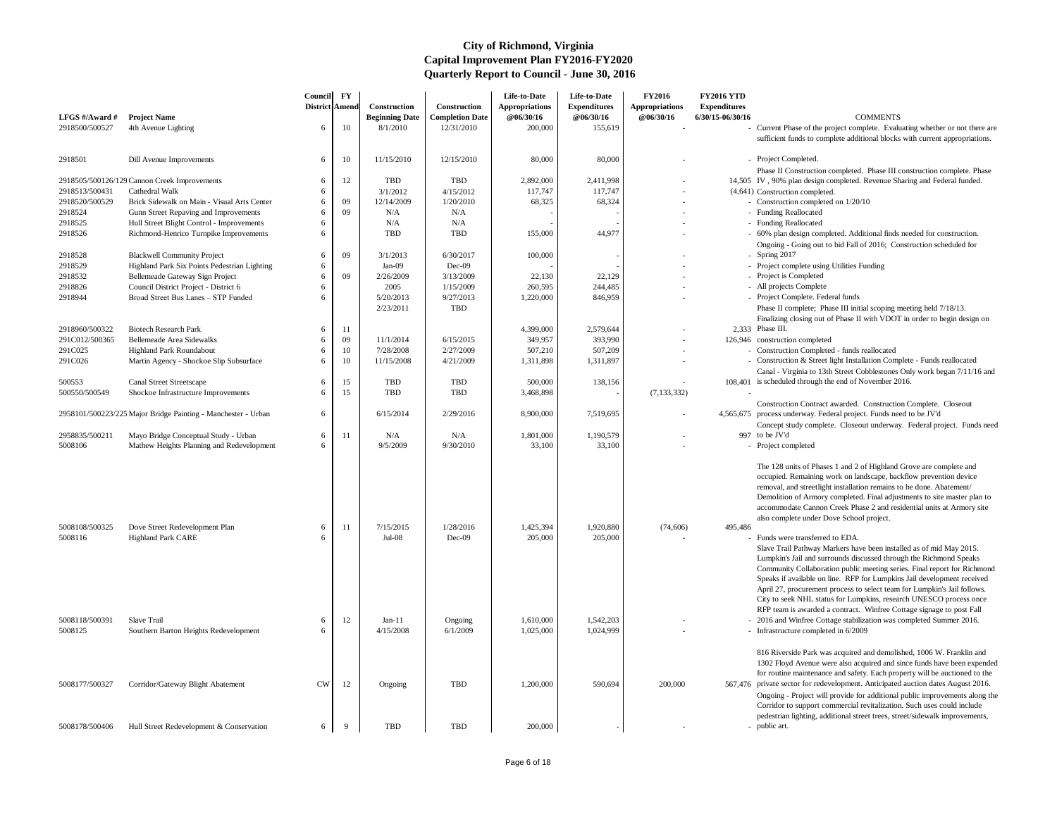# City of Richmond, Virginia
## Capital Improvement Plan FY2016-FY2020
## Quarterly Report to Council - June 30, 2016

| LFGS #/Award # | Project Name | Council District | FY Amend | Construction Beginning Date | Construction Completion Date | Life-to-Date Appropriations @06/30/16 | Life-to-Date Expenditures @06/30/16 | FY2016 Appropriations @06/30/16 | FY2016 YTD Expenditures 6/30/15-06/30/16 | COMMENTS |
|---|---|---|---|---|---|---|---|---|---|---|
| 2918500/500527 | 4th Avenue Lighting | 6 | 10 | 8/1/2010 | 12/31/2010 | 200,000 | 155,619 | - | - | Current Phase of the project complete. Evaluating whether or not there are sufficient funds to complete additional blocks with current appropriations. |
| 2918501 | Dill Avenue Improvements | 6 | 10 | 11/15/2010 | 12/15/2010 | 80,000 | 80,000 | - | - | Project Completed. |
| 2918505/500126/129 | Cannon Creek Improvements | 6 | 12 | TBD | TBD | 2,892,000 | 2,411,998 | - | 14,505 | Phase II Construction completed. Phase III construction complete. Phase IV , 90% plan design completed. Revenue Sharing and Federal funded. |
| 2918513/500431 | Cathedral Walk | 6 | | 3/1/2012 | 4/15/2012 | 117,747 | 117,747 | - | (4,641) | Construction completed. |
| 2918520/500529 | Brick Sidewalk on Main - Visual Arts Center | 6 | 09 | 12/14/2009 | 1/20/2010 | 68,325 | 68,324 | - | - | Construction completed on 1/20/10 |
| 2918524 | Gunn Street Repaving and Improvements | 6 | 09 | N/A | N/A | - | - | - | - | Funding Reallocated |
| 2918525 | Hull Street Blight Control - Improvements | 6 | | N/A | N/A | - | - | - | - | Funding Reallocated |
| 2918526 | Richmond-Henrico Turnpike Improvements | 6 | | TBD | TBD | 155,000 | 44,977 | - | - | 60% plan design completed. Additional finds needed for construction. |
| 2918528 | Blackwell Community Project | 6 | 09 | 3/1/2013 | 6/30/2017 | 100,000 | - | - | - | Ongoing - Going out to bid Fall of 2016; Construction scheduled for Spring 2017 |
| 2918529 | Highland Park Six Points Pedestrian Lighting | 6 | | Jan-09 | Dec-09 | - | - | - | - | Project complete using Utilities Funding |
| 2918532 | Bellemeade Gateway Sign Project | 6 | 09 | 2/26/2009 | 3/13/2009 | 22,130 | 22,129 | - | - | Project is Completed |
| 2918826 | Council District Project - District 6 | 6 | | 2005 | 1/15/2009 | 260,595 | 244,485 | - | - | All projects Complete |
| 2918944 | Broad Street Bus Lanes – STP Funded | 6 | | 5/20/2013 | 9/27/2013 | 1,220,000 | 846,959 | - | - | Project Complete. Federal funds |
| 2918960/500322 | Biotech Research Park | 6 | 11 | 2/23/2011 | TBD | 4,399,000 | 2,579,644 | - | 2,333 | Phase II complete; Phase III initial scoping meeting held 7/18/13. Finalizing closing out of Phase II with VDOT in order to begin design on Phase III. |
| 291C012/500365 | Bellemeade Area Sidewalks | 6 | 09 | 11/1/2014 | 6/15/2015 | 349,957 | 393,990 | - | 126,946 | construction completed |
| 291C025 | Highland Park Roundabout | 6 | 10 | 7/28/2008 | 2/27/2009 | 507,210 | 507,209 | - | - | Construction Completed - funds reallocated |
| 291C026 | Martin Agency - Shockoe Slip Subsurface | 6 | 10 | 11/15/2008 | 4/21/2009 | 1,311,898 | 1,311,897 | - | - | Construction & Street light Installation Complete - Funds reallocated |
| 500553 | Canal Street Streetscape | 6 | 15 | TBD | TBD | 500,000 | 138,156 | - | 108,401 | Canal - Virginia to 13th Street Cobblestones Only work began 7/11/16 and is scheduled through the end of November 2016. |
| 500550/500549 | Shockoe Infrastructure Improvements | 6 | 15 | TBD | TBD | 3,468,898 | - | (7,133,332) | - | |
| 2958101/500223/225 | Major Bridge Painting - Manchester - Urban | 6 | | 6/15/2014 | 2/29/2016 | 8,900,000 | 7,519,695 | - | 4,565,675 | Construction Contract awarded. Construction Complete. Closeout process underway. Federal project. Funds need to be JV'd |
| 2958835/500211 | Mayo Bridge Conceptual Study - Urban | 6 | 11 | N/A | N/A | 1,801,000 | 1,190,579 | - | 997 | Concept study complete. Closeout underway. Federal project. Funds need to be JV'd |
| 5008106 | Mathew Heights Planning and Redevelopment | 6 | | 9/5/2009 | 9/30/2010 | 33,100 | 33,100 | - | - | Project completed |
| 5008108/500325 | Dove Street Redevelopment Plan | 6 | 11 | 7/15/2015 | 1/28/2016 | 1,425,394 | 1,920,880 | (74,606) | 495,486 | The 128 units of Phases 1 and 2 of Highland Grove are complete and occupied. Remaining work on landscape, backflow prevention device removal, and streetlight installation remains to be done. Abatement/ Demolition of Armory completed. Final adjustments to site master plan to accommodate Cannon Creek Phase 2 and residential units at Armory site also complete under Dove School project. |
| 5008116 | Highland Park CARE | 6 | | Jul-08 | Dec-09 | 205,000 | 205,000 | - | - | Funds were transferred to EDA. |
| 5008118/500391 | Slave Trail | 6 | 12 | Jan-11 | Ongoing | 1,610,000 | 1,542,203 | - | - | Slave Trail Pathway Markers have been installed as of mid May 2015. Lumpkin's Jail and surrounds discussed through the Richmond Speaks Community Collaboration public meeting series. Final report for Richmond Speaks if available on line. RFP for Lumpkins Jail development received April 27, procurement process to select team for Lumpkin's Jail follows. City to seek NHL status for Lumpkins, research UNESCO process once RFP team is awarded a contract. Winfree Cottage signage to post Fall 2016 and Winfree Cottage stabilization was completed Summer 2016. |
| 5008125 | Southern Barton Heights Redevelopment | 6 | | 4/15/2008 | 6/1/2009 | 1,025,000 | 1,024,999 | - | - | Infrastructure completed in 6/2009 |
| 5008177/500327 | Corridor/Gateway Blight Abatement | CW | 12 | Ongoing | TBD | 1,200,000 | 590,694 | 200,000 | 567,476 | 816 Riverside Park was acquired and demolished, 1006 W. Franklin and 1302 Floyd Avenue were also acquired and since funds have been expended for routine maintenance and safety. Each property will be auctioned to the private sector for redevelopment. Anticipated auction dates August 2016. |
| 5008178/500406 | Hull Street Redevelopment & Conservation | 6 | 9 | TBD | TBD | 200,000 | - | - | - | Ongoing - Project will provide for additional public improvements along the Corridor to support commercial revitalization. Such uses could include pedestrian lighting, additional street trees, street/sidewalk improvements, public art. |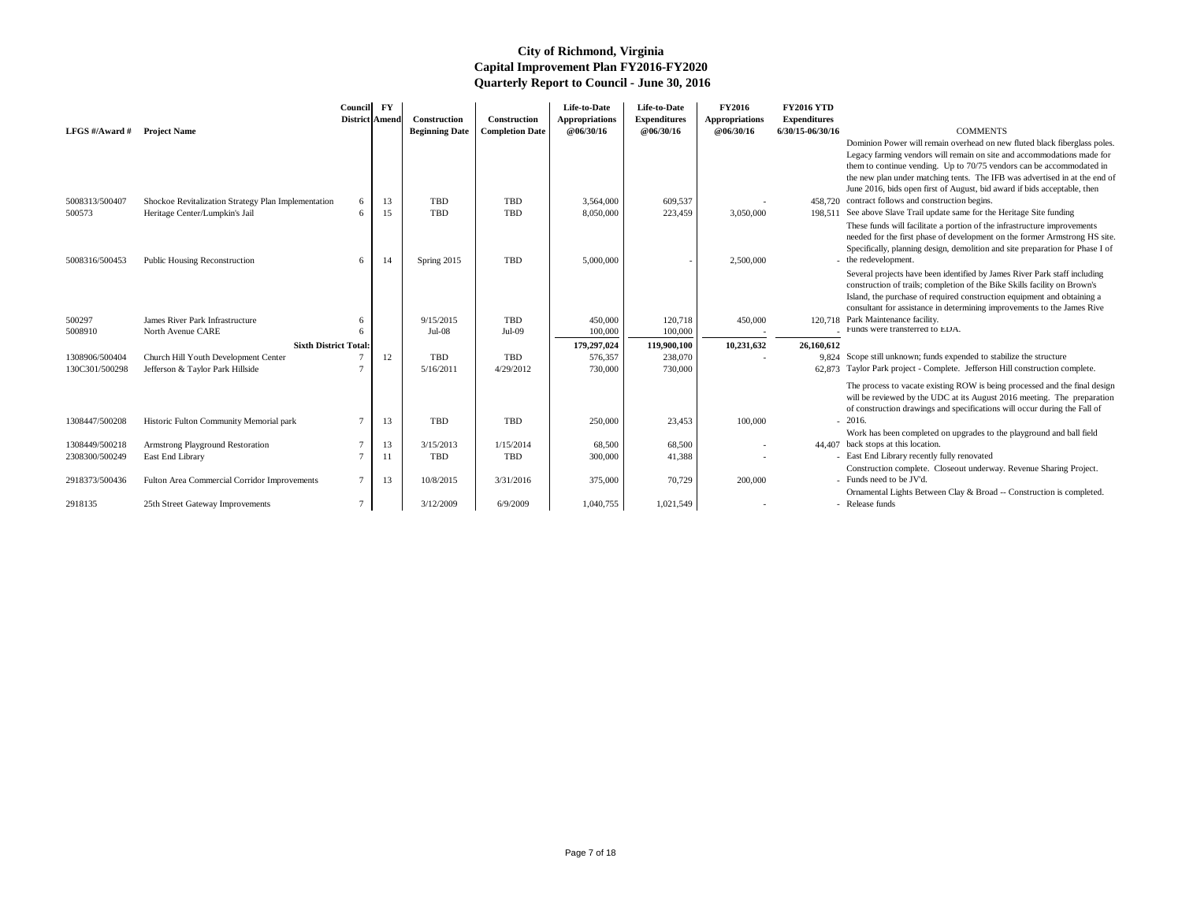# City of Richmond, Virginia
## Capital Improvement Plan FY2016-FY2020
## Quarterly Report to Council - June 30, 2016

| LFGS #/Award # | Project Name | Council District | FY Amend | Construction Beginning Date | Construction Completion Date | Life-to-Date Appropriations @06/30/16 | Life-to-Date Expenditures @06/30/16 | FY2016 Appropriations @06/30/16 | FY2016 YTD Expenditures 6/30/15-06/30/16 | COMMENTS |
|---|---|---|---|---|---|---|---|---|---|---|
| 5008313/500407 | Shockoe Revitalization Strategy Plan Implementation | 6 | 13 | TBD | TBD | 3,564,000 | 609,537 | - | 458,720 | Dominion Power will remain overhead on new fluted black fiberglass poles. Legacy farming vendors will remain on site and accommodations made for them to continue vending. Up to 70/75 vendors can be accommodated in the new plan under matching tents. The IFB was advertised in at the end of June 2016, bids open first of August, bid award if bids acceptable, then contract follows and construction begins. |
| 500573 | Heritage Center/Lumpkin's Jail | 6 | 15 | TBD | TBD | 8,050,000 | 223,459 | 3,050,000 | 198,511 | See above Slave Trail update same for the Heritage Site funding |
| 5008316/500453 | Public Housing Reconstruction | 6 | 14 | Spring 2015 | TBD | 5,000,000 | - | 2,500,000 | - | These funds will facilitate a portion of the infrastructure improvements needed for the first phase of development on the former Armstrong HS site. Specifically, planning design, demolition and site preparation for Phase I of the redevelopment. |
| 500297 | James River Park Infrastructure | 6 | | 9/15/2015 | TBD | 450,000 | 120,718 | 450,000 | 120,718 | Several projects have been identified by James River Park staff including construction of trails; completion of the Bike Skills facility on Brown's Island, the purchase of required construction equipment and obtaining a consultant for assistance in determining improvements to the James Rive Park Maintenance facility. |
| 5008910 | North Avenue CARE | 6 | | Jul-08 | Jul-09 | 100,000 | 100,000 | - | - | Funds were transferred to EDA. |
| | **Sixth District Total:** | | | | | **179,297,024** | **119,900,100** | **10,231,632** | **26,160,612** | |
| 1308906/500404 | Church Hill Youth Development Center | 7 | 12 | TBD | TBD | 576,357 | 238,070 | - | 9,824 | Scope still unknown; funds expended to stabilize the structure |
| 130C301/500298 | Jefferson & Taylor Park Hillside | 7 | | 5/16/2011 | 4/29/2012 | 730,000 | 730,000 | | 62,873 | Taylor Park project - Complete. Jefferson Hill construction complete. |
| 1308447/500208 | Historic Fulton Community Memorial park | 7 | 13 | TBD | TBD | 250,000 | 23,453 | 100,000 | - | The process to vacate existing ROW is being processed and the final design will be reviewed by the UDC at its August 2016 meeting. The preparation of construction drawings and specifications will occur during the Fall of 2016. |
| 1308449/500218 | Armstrong Playground Restoration | 7 | 13 | 3/15/2013 | 1/15/2014 | 68,500 | 68,500 | - | 44,407 | Work has been completed on upgrades to the playground and ball field back stops at this location. |
| 2308300/500249 | East End Library | 7 | 11 | TBD | TBD | 300,000 | 41,388 | - | - | East End Library recently fully renovated |
| 2918373/500436 | Fulton Area Commercial Corridor Improvements | 7 | 13 | 10/8/2015 | 3/31/2016 | 375,000 | 70,729 | 200,000 | - | Construction complete. Closeout underway. Revenue Sharing Project. Funds need to be JV'd. |
| 2918135 | 25th Street Gateway Improvements | 7 | | 3/12/2009 | 6/9/2009 | 1,040,755 | 1,021,549 | - | - | Ornamental Lights Between Clay & Broad -- Construction is completed. Release funds |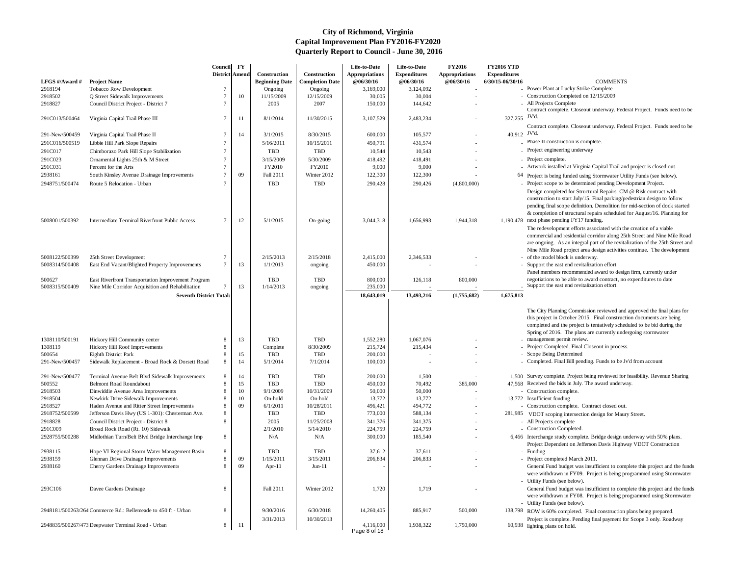# City of Richmond, Virginia
## Capital Improvement Plan FY2016-FY2020
## Quarterly Report to Council - June 30, 2016

| LFGS #/Award # | Project Name | Council District | FY Amend | Construction Beginning Date | Construction Completion Date | Life-to-Date Appropriations @06/30/16 | Life-to-Date Expenditures @06/30/16 | FY2016 Appropriations @06/30/16 | FY2016 YTD Expenditures 6/30/15-06/30/16 | COMMENTS |
|---|---|---|---|---|---|---|---|---|---|---|
| 2918194 | Tobacco Row Development | 7 | | Ongoing | Ongoing | 3,169,000 | 3,124,092 | - | - | Power Plant at Lucky Strike Complete |
| 2918502 | Q Street Sidewalk Improvements | 7 | 10 | 11/15/2009 | 12/15/2009 | 30,005 | 30,004 | - | - | Construction Completed on 12/15/2009 |
| 2918827 | Council District Project - District 7 | 7 | | 2005 | 2007 | 150,000 | 144,642 | - | - | All Projects Complete |
| 291C013/500464 | Virginia Capital Trail Phase III | 7 | 11 | 8/1/2014 | 11/30/2015 | 3,107,529 | 2,483,234 | - | 327,255 | Contract complete. Closeout underway. Federal Project. Funds need to be JV'd. |
| 291-New/500459 | Virginia Capital Trail Phase II | 7 | 14 | 3/1/2015 | 8/30/2015 | 600,000 | 105,577 | - | 40,912 | Contract complete. Closeout underway. Federal Project. Funds need to be JV'd. |
| 291C016/500519 | Libbie Hill Park Slope Repairs | 7 | | 5/16/2011 | 10/15/2011 | 450,791 | 431,574 | - | - | Phase II construction is complete. |
| 291C017 | Chimborazo Park Hill Slope Stabilization | 7 | | TBD | TBD | 10,544 | 10,543 | - | - | Project engineering underway |
| 291C023 | Ornamental Lights 25th & M Street | 7 | | 3/15/2009 | 5/30/2009 | 418,492 | 418,491 | - | - | Project complete. |
| 291C031 | Percent for the Arts | 7 | | FY2010 | FY2010 | 9,000 | 9,000 | - | - | Artwork installed at Virginia Capital Trail and project is closed out. |
| 2938161 | South Kinsley Avenue Drainage Improvements | 7 | 09 | Fall 2011 | Winter 2012 | 122,300 | 122,300 | - | 64 | Project is being funded using Stormwater Utility Funds (see below). |
| 2948751/500474 | Route 5 Relocation - Urban | 7 | | TBD | TBD | 290,428 | 290,426 | (4,800,000) | - | Project scope to be determined pending Development Project. |
| 5008001/500392 | Intermediate Terminal Riverfront Public Access | 7 | 12 | 5/1/2015 | On-going | 3,044,318 | 1,656,993 | 1,944,318 | 1,190,478 | Design completed for Structural Repairs. CM @ Risk contract with construction to start July/15. Final parking/pedestrian design to follow pending final scope definition. Demolition for mid-section of dock started & completion of structural repairs scheduled for August/16. Planning for next phase pending FY17 funding. |
| 5008122/500399 | 25th Street Development | 7 | | 2/15/2013 | 2/15/2018 | 2,415,000 | 2,346,533 | - | - | The redevelopment efforts associated with the creation of a viable commercial and residential corridor along 25th Street and Nine Mile Road are ongoing. As an integral part of the revitalization of the 25th Street and Nine Mile Road project area design activities continue. The development of the model block is underway. |
| 5008314/500408 | East End Vacant/Blighted Property Improvements | 7 | 13 | 1/1/2013 | ongoing | 450,000 | - | - | - | Support the east end revitalization effort |
| 500627 | East Riverfront Transportation Improvement Program | | | TBD | TBD | 800,000 | 126,118 | 800,000 | | Panel members recommended award to design firm, currently under negotiations to be able to award contract, no expenditures to date |
| 5008315/500409 | Nine Mile Corridor Acquisition and Rehabilitation | 7 | 13 | 1/14/2013 | ongoing | 235,000 | - | - | - | Support the east end revitalization effort |
| | **Seventh District Total:** | | | | | **18,643,019** | **13,493,216** | **(1,755,682)** | **1,675,813** | |
| 1308110/500191 | Hickory Hill Community center | 8 | 13 | TBD | TBD | 1,552,280 | 1,067,076 | - | - | The City Planning Commission reviewed and approved the final plans for this project in October 2015. Final construction documents are being completed and the project is tentatively scheduled to be bid during the Spring of 2016. The plans are currently undergoing stormwater management permit review. |
| 1308119 | Hickory Hill Roof Improvements | 8 | | Complete | 8/30/2009 | 215,724 | 215,434 | - | - | Project Completed. Final Closeout in process. |
| 500654 | Eighth District Park | 8 | 15 | TBD | TBD | 200,000 | - | - | - | Scope Being Determined |
| 291-New/500457 | Sidewalk Replacement - Broad Rock & Dorsett Road | 8 | 14 | 5/1/2014 | 7/1/2014 | 100,000 | - | - | - | Completed. Final Bill pending. Funds to be Jv'd from account |
| 291-New/500477 | Terminal Avenue Belt Blvd Sidewalk Improvements | 8 | 14 | TBD | TBD | 200,000 | 1,500 | - | 1,500 | Survey complete. Project being reviewed for feasibility. Revenue Sharing |
| 500552 | Belmont Road Roundabout | 8 | 15 | TBD | TBD | 450,000 | 70,492 | 385,000 | 47,568 | Received the bids in July. The award underway. |
| 2918503 | Dinwiddie Avenue Area Improvements | 8 | 10 | 9/1/2009 | 10/31/2009 | 50,000 | 50,000 | - | - | Construction complete. |
| 2918504 | Newkirk Drive Sidewalk Improvements | 8 | 10 | On-hold | On-hold | 13,772 | 13,772 | - | 13,772 | Insufficient funding |
| 2918527 | Haden Avenue and Ritter Street Improvements | 8 | 09 | 6/1/2011 | 10/28/2011 | 496,421 | 494,772 | - | - | Construction complete. Contract closed out. |
| 2918752/500599 | Jefferson Davis Hwy (US 1-301): Chesterman Ave. | 8 | | TBD | TBD | 773,000 | 588,134 | - | 281,985 | VDOT scoping intersection design for Maury Street. |
| 2918828 | Council District Project - District 8 | 8 | | 2005 | 11/25/2008 | 341,376 | 341,375 | - | - | All Projects complete |
| 291C009 | Broad Rock Road (Rt. 10) Sidewalk | | | 2/1/2010 | 5/14/2010 | 224,759 | 224,759 | - | - | Construction Completed. |
| 2928755/500288 | Midlothian Turn/Belt Blvd Bridge Interchange Imp | 8 | | N/A | N/A | 300,000 | 185,540 | - | 6,466 | Interchange study complete. Bridge design underway with 50% plans. |
| 2938115 | Hope VI Regional Storm Water Management Basin | 8 | | TBD | TBD | 37,612 | 37,611 | - | - | Project Dependent on Jefferson Davis Highway VDOT Construction Funding |
| 2938159 | Glennan Drive Drainage Improvements | 8 | 09 | 1/15/2011 | 3/15/2011 | 206,834 | 206,833 | - | - | Project completed March 2011. |
| 2938160 | Cherry Gardens Drainage Improvements | 8 | 09 | Apr-11 | Jun-11 | - | - | - | - | General Fund budget was insufficient to complete this project and the funds were withdrawn in FY09. Project is being programmed using Stormwater Utility Funds (see below). |
| 293C106 | Davee Gardens Drainage | 8 | | Fall 2011 | Winter 2012 | 1,720 | 1,719 | - | - | General Fund budget was insufficient to complete this project and the funds were withdrawn in FY08. Project is being programmed using Stormwater Utility Funds (see below). |
| 2948181/500263/264 | Commerce Rd.: Bellemeade to 450 ft - Urban | 8 | | 9/30/2016 | 6/30/2018 | 14,260,405 | 885,917 | 500,000 | 138,798 | ROW is 60% completed. Final construction plans being prepared. |
| 2948835/500267/473 | Deepwater Terminal Road - Urban | 8 | 11 | 3/31/2013 | 10/30/2013 | 4,116,000 | 1,938,322 | 1,750,000 | 60,938 | Project is complete. Pending final payment for Scope 3 only. Roadway lighting plans on hold. |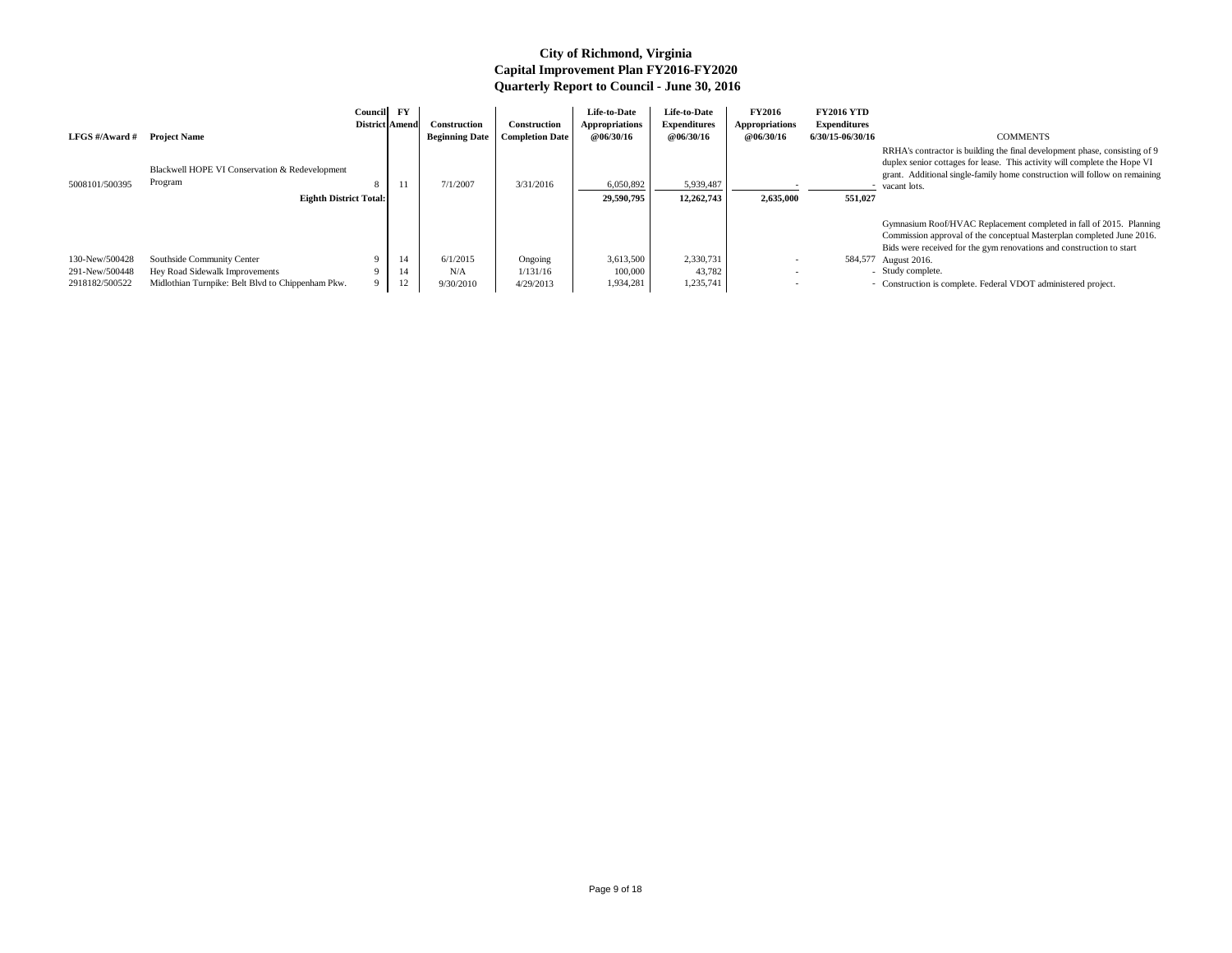# City of Richmond, Virginia
## Capital Improvement Plan FY2016-FY2020
## Quarterly Report to Council - June 30, 2016

| LFGS #/Award # | Project Name | Council District | FY Amend | Construction Beginning Date | Construction Completion Date | Life-to-Date Appropriations @06/30/16 | Life-to-Date Expenditures @06/30/16 | FY2016 Appropriations @06/30/16 | FY2016 YTD Expenditures 6/30/15-06/30/16 | COMMENTS |
|---|---|---|---|---|---|---|---|---|---|---|
| 5008101/500395 | Blackwell HOPE VI Conservation & Redevelopment Program | 8 | 11 | 7/1/2007 | 3/31/2016 | 6,050,892 | 5,939,487 | - | - | RRHA's contractor is building the final development phase, consisting of 9 duplex senior cottages for lease. This activity will complete the Hope VI grant. Additional single-family home construction will follow on remaining vacant lots. |
| | **Eighth District Total:** | | | | | **29,590,795** | **12,262,743** | **2,635,000** | **551,027** | |
| 130-New/500428 | Southside Community Center | 9 | 14 | 6/1/2015 | Ongoing | 3,613,500 | 2,330,731 | - | 584,577 | Gymnasium Roof/HVAC Replacement completed in fall of 2015. Planning Commission approval of the conceptual Masterplan completed June 2016. Bids were received for the gym renovations and construction to start August 2016. |
| 291-New/500448 | Hey Road Sidewalk Improvements | 9 | 14 | N/A | 1/131/16 | 100,000 | 43,782 | - | - | Study complete. |
| 2918182/500522 | Midlothian Turnpike: Belt Blvd to Chippenham Pkw. | 9 | 12 | 9/30/2010 | 4/29/2013 | 1,934,281 | 1,235,741 | - | - | Construction is complete. Federal VDOT administered project. |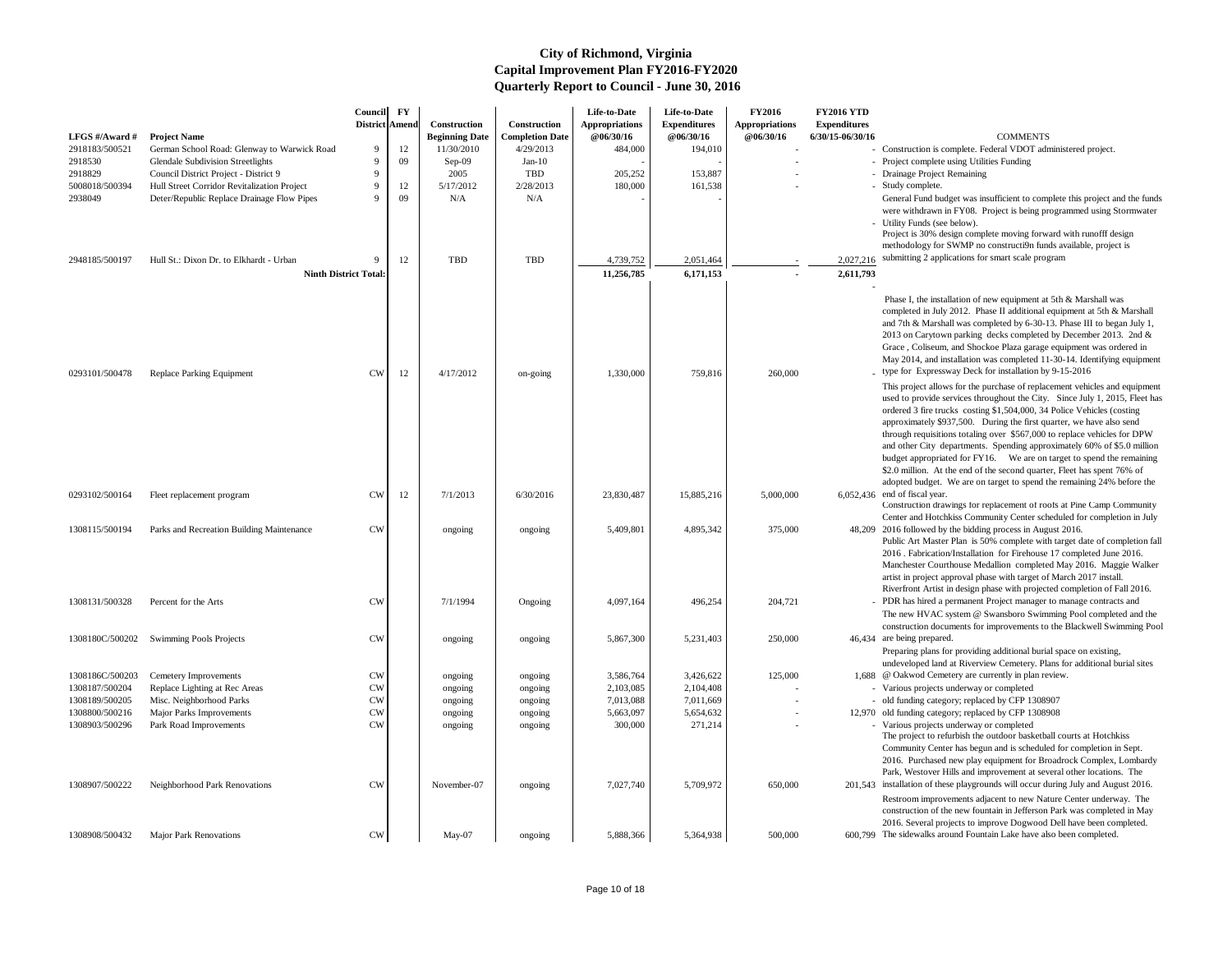# City of Richmond, Virginia
## Capital Improvement Plan FY2016-FY2020
## Quarterly Report to Council - June 30, 2016

| LFGS #/Award # | Project Name | Council District | FY Amend | Construction Beginning Date | Construction Completion Date | Life-to-Date Appropriations @06/30/16 | Life-to-Date Expenditures @06/30/16 | FY2016 Appropriations @06/30/16 | FY2016 YTD Expenditures 6/30/15-06/30/16 | COMMENTS |
|---|---|---|---|---|---|---|---|---|---|---|
| 2918183/500521 | German School Road: Glenway to Warwick Road | 9 | 12 | 11/30/2010 | 4/29/2013 | 484,000 | 194,010 | - | - | Construction is complete. Federal VDOT administered project. |
| 2918530 | Glendale Subdivision Streetlights | 9 | 09 | Sep-09 | Jan-10 | - | - | - | - | Project complete using Utilities Funding |
| 2918829 | Council District Project - District 9 | 9 | | 2005 | TBD | 205,252 | 153,887 | - | - | Drainage Project Remaining |
| 5008018/500394 | Hull Street Corridor Revitalization Project | 9 | 12 | 5/17/2012 | 2/28/2013 | 180,000 | 161,538 | - | - | Study complete. |
| 2938049 | Deter/Republic Replace Drainage Flow Pipes | 9 | 09 | N/A | N/A | - | - | - | - | General Fund budget was insufficient to complete this project and the funds were withdrawn in FY08. Project is being programmed using Stormwater Utility Funds (see below). |
| 2948185/500197 | Hull St.: Dixon Dr. to Elkhardt - Urban | 9 | 12 | TBD | TBD | 4,739,752 | 2,051,464 | - | 2,027,216 | Project is 30% design complete moving forward with runofff design methodology for SWMP no constructi9n funds available, project is submitting 2 applications for smart scale program |
| | **Ninth District Total:** | | | | | **11,256,785** | **6,171,153** | **-** | **2,611,793** | |
| 0293101/500478 | Replace Parking Equipment | CW | 12 | 4/17/2012 | on-going | 1,330,000 | 759,816 | 260,000 | - | Phase I, the installation of new equipment at 5th & Marshall was completed in July 2012. Phase II additional equipment at 5th & Marshall and 7th & Marshall was completed by 6-30-13. Phase III to began July 1, 2013 on Carytown parking decks completed by December 2013. 2nd & Grace , Coliseum, and Shockoe Plaza garage equipment was ordered in May 2014, and installation was completed 11-30-14. Identifying equipment type for Expressway Deck for installation by 9-15-2016 |
| 0293102/500164 | Fleet replacement program | CW | 12 | 7/1/2013 | 6/30/2016 | 23,830,487 | 15,885,216 | 5,000,000 | 6,052,436 | This project allows for the purchase of replacement vehicles and equipment used to provide services throughout the City. Since July 1, 2015, Fleet has ordered 3 fire trucks costing $1,504,000, 34 Police Vehicles (costing approximately $937,500. During the first quarter, we have also send through requisitions totaling over $567,000 to replace vehicles for DPW and other City departments. Spending approximately 60% of $5.0 million budget appropriated for FY16. We are on target to spend the remaining $2.0 million. At the end of the second quarter, Fleet has spent 76% of adopted budget. We are on target to spend the remaining 24% before the end of fiscal year. |
| 1308115/500194 | Parks and Recreation Building Maintenance | CW | | ongoing | ongoing | 5,409,801 | 4,895,342 | 375,000 | 48,209 | Construction drawings for replacement of roofs at Pine Camp Community Center and Hotchkiss Community Center scheduled for completion in July 2016 followed by the bidding process in August 2016. |
| 1308131/500328 | Percent for the Arts | CW | | 7/1/1994 | Ongoing | 4,097,164 | 496,254 | 204,721 | - | Public Art Master Plan is 50% complete with target date of completion fall 2016 . Fabrication/Installation for Firehouse 17 completed June 2016. Manchester Courthouse Medallion completed May 2016. Maggie Walker artist in project approval phase with target of March 2017 install. Riverfront Artist in design phase with projected completion of Fall 2016. PDR has hired a permanent Project manager to manage contracts and |
| 1308180C/500202 | Swimming Pools Projects | CW | | ongoing | ongoing | 5,867,300 | 5,231,403 | 250,000 | 46,434 | The new HVAC system @ Swansboro Swimming Pool completed and the construction documents for improvements to the Blackwell Swimming Pool are being prepared. |
| 1308186C/500203 | Cemetery Improvements | CW | | ongoing | ongoing | 3,586,764 | 3,426,622 | 125,000 | 1,688 | Preparing plans for providing additional burial space on existing, undeveloped land at Riverview Cemetery. Plans for additional burial sites @ Oakwod Cemetery are currently in plan review. |
| 1308187/500204 | Replace Lighting at Rec Areas | CW | | ongoing | ongoing | 2,103,085 | 2,104,408 | - | - | Various projects underway or completed |
| 1308189/500205 | Misc. Neighborhood Parks | CW | | ongoing | ongoing | 7,013,088 | 7,011,669 | - | - | old funding category; replaced by CFP 1308907 |
| 1308800/500216 | Major Parks Improvements | CW | | ongoing | ongoing | 5,663,097 | 5,654,632 | - | 12,970 | old funding category; replaced by CFP 1308908 |
| 1308903/500296 | Park Road Improvements | CW | | ongoing | ongoing | 300,000 | 271,214 | - | - | Various projects underway or completed |
| 1308907/500222 | Neighborhood Park Renovations | CW | | November-07 | ongoing | 7,027,740 | 5,709,972 | 650,000 | 201,543 | The project to refurbish the outdoor basketball courts at Hotchkiss Community Center has begun and is scheduled for completion in Sept. 2016. Purchased new play equipment for Broadrock Complex, Lombardy Park, Westover Hills and improvement at several other locations. The installation of these playgrounds will occur during July and August 2016. |
| 1308908/500432 | Major Park Renovations | CW | | May-07 | ongoing | 5,888,366 | 5,364,938 | 500,000 | 600,799 | Restroom improvements adjacent to new Nature Center underway. The construction of the new fountain in Jefferson Park was completed in May 2016. Several projects to improve Dogwood Dell have been completed. The sidewalks around Fountain Lake have also been completed. |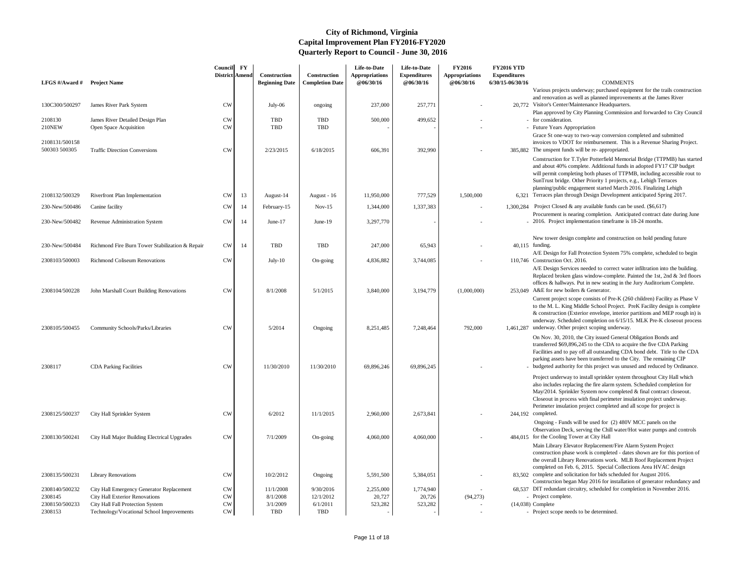# City of Richmond, Virginia
## Capital Improvement Plan FY2016-FY2020
## Quarterly Report to Council - June 30, 2016

| LFGS #/Award # | Project Name | Council District | FY Amend | Construction Beginning Date | Construction Completion Date | Life-to-Date Appropriations @06/30/16 | Life-to-Date Expenditures @06/30/16 | FY2016 Appropriations @06/30/16 | FY2016 YTD Expenditures 6/30/15-06/30/16 | COMMENTS |
|---|---|---|---|---|---|---|---|---|---|---|
| 130C300/500297 | James River Park System | CW | | July-06 | ongoing | 237,000 | 257,771 | - | 20,772 | Various projects underway; purchased equipment for the trails construction and renovation as well as planned improvements at the James River Visitor's Center/Maintenance Headquarters. |
| 2108130 | James River Detailed Design Plan | CW | | TBD | TBD | 500,000 | 499,652 | - | - | Plan approved by City Planning Commission and forwarded to City Council for consideration. |
| 210NEW | Open Space Acquisition | CW | | TBD | TBD | - | - | - | - | Future Years Appropriation |
| 2108131/500158 500303 500305 | Traffic Direction Conversions | CW | | 2/23/2015 | 6/18/2015 | 606,391 | 392,990 | - | 385,882 | Grace St one-way to two-way conversion completed and submitted invoices to VDOT for reimbursement. This is a Revenue Sharing Project. The unspent funds will be re- appropriated. |
| 2108132/500329 | Riverfront Plan Implementation | CW | 13 | August-14 | August - 16 | 11,950,000 | 777,529 | 1,500,000 | 6,321 | Construction for T.Tyler Potterfield Memorial Bridge (TTPMB) has started and about 40% complete. Additional funds in adopted FY17 CIP budget will permit completing both phases of TTPMB, including accessible rout to SunTrust bridge. Other Priority 1 projects, e.g., Lehigh Terraces planning/public engagement started March 2016. Finalizing Lehigh Terraces plan through Design Development anticipated Spring 2017. |
| 230-New/500486 | Canine facility | CW | 14 | February-15 | Nov-15 | 1,344,000 | 1,337,383 | - | 1,300,284 | Project Closed & any available funds can be used. ($6,617) |
| 230-New/500482 | Revenue Administration System | CW | 14 | June-17 | June-19 | 3,297,770 | - | - | - | Procurement is nearing completion. Anticipated contract date during June 2016. Project implementation timeframe is 18-24 months. |
| 230-New/500484 | Richmond Fire Burn Tower Stabilization & Repair | CW | 14 | TBD | TBD | 247,000 | 65,943 | - | 40,115 | New tower design complete and construction on hold pending future funding. |
| 2308103/500003 | Richmond Coliseum Renovations | CW | | July-10 | On-going | 4,836,882 | 3,744,085 | - | 110,746 | A/E Design for Fall Protection System 75% complete, scheduled to begin Construction Oct. 2016. |
| 2308104/500228 | John Marshall Court Building Renovations | CW | | 8/1/2008 | 5/1/2015 | 3,840,000 | 3,194,779 | (1,000,000) | 253,049 | A/E Design Services needed to correct water infiltration into the building. Replaced broken glass window-complete. Painted the 1st, 2nd & 3rd floors offices & hallways. Put in new seating in the Jury Auditorium Complete. A&E for new boilers & Generator. |
| 2308105/500455 | Community Schools/Parks/Libraries | CW | | 5/2014 | Ongoing | 8,251,485 | 7,248,464 | 792,000 | 1,461,287 | Current project scope consists of Pre-K (260 children) Facility as Phase V to the M. L. King Middle School Project. PreK Facility design is complete & construction (Exterior envelope, interior partitions and MEP rough in) is underway. Scheduled completion on 6/15/15. MLK Pre-K closeout process underway. Other project scoping underway. |
| 2308117 | CDA Parking Facilities | CW | | 11/30/2010 | 11/30/2010 | 69,896,246 | 69,896,245 | - | - | On Nov. 30, 2010, the City issued General Obligation Bonds and transferred $69,896,245 to the CDA to acquire the five CDA Parking Facilities and to pay off all outstanding CDA bond debt. Title to the CDA parking assets have been transferred to the City. The remaining CIP budgeted authority for this project was unused and reduced by Ordinance. |
| 2308125/500237 | City Hall Sprinkler System | CW | | 6/2012 | 11/1/2015 | 2,960,000 | 2,673,841 | - | 244,192 | Project underway to install sprinkler system throughout City Hall which also includes replacing the fire alarm system. Scheduled completion for May/2014. Sprinkler System now completed & final contract closeout. Closeout in process with final perimeter insulation project underway. Perimeter insulation project completed and all scope for project is completed. |
| 2308130/500241 | City Hall Major Building Electrical Upgrades | CW | | 7/1/2009 | On-going | 4,060,000 | 4,060,000 | - | 484,015 | Ongoing - Funds will be used for (2) 480V MCC panels on the Observation Deck, serving the Chill water/Hot water pumps and controls for the Cooling Tower at City Hall |
| 2308135/500231 | Library Renovations | CW | | 10/2/2012 | Ongoing | 5,591,500 | 5,384,051 | - | 83,502 | Main Library Elevator Replacement/Fire Alarm System Project construction phase work is completed - dates shown are for this portion of the overall Library Renovations work. MLB Roof Replacement Project completed on Feb. 6, 2015. Special Collections Area HVAC design complete and solicitation for bids scheduled for August 2016. |
| 2308140/500232 | City Hall Emergency Generator Replacement | CW | | 11/1/2008 | 9/30/2016 | 2,255,000 | 1,774,940 | - | 68,537 | Construction began May 2016 for installation of generator redundancy and DIT redundant circuitry, scheduled for completion in November 2016. |
| 2308145 | City Hall Exterior Renovations | CW | | 8/1/2008 | 12/1/2012 | 20,727 | 20,726 | (94,273) | - | Project complete. |
| 2308150/500233 | City Hall Fall Protection System | CW | | 3/1/2009 | 6/1/2011 | 523,282 | 523,282 | - | (14,038) | Complete |
| 2308153 | Technology/Vocational School Improvements | CW | | TBD | TBD | - | - | - | - | Project scope needs to be determined. |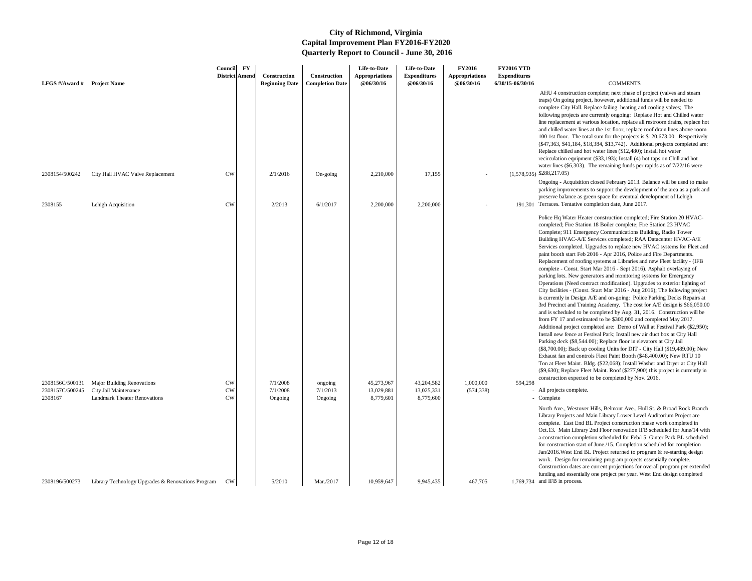# City of Richmond, Virginia
## Capital Improvement Plan FY2016-FY2020
### Quarterly Report to Council - June 30, 2016

| LFGS #/Award # | Project Name | Council District | FY Amend | Construction Beginning Date | Construction Completion Date | Life-to-Date Appropriations @06/30/16 | Life-to-Date Expenditures @06/30/16 | FY2016 Appropriations @06/30/16 | FY2016 YTD Expenditures 6/30/15-06/30/16 | COMMENTS |
|---|---|---|---|---|---|---|---|---|---|---|
| 2308154/500242 | City Hall HVAC Valve Replacement | CW | | 2/1/2016 | On-going | 2,210,000 | 17,155 | - | (1,578,935) | AHU 4 construction complete; next phase of project (valves and steam traps) On going project, however, additional funds will be needed to complete City Hall. Replace failing heating and cooling valves; The following projects are currently ongoing: Replace Hot and Chilled water line replacement at various location, replace all restroom drains, replace hot and chilled water lines at the 1st floor, replace roof drain lines above room 100 1st floor. The total sum for the projects is $120,673.00. Respectively ($47,363, $41,184, $18,384, $13,742). Additional projects completed are: Replace chilled and hot water lines ($12,480); Install hot water recirculation equipment ($33,193); Install (4) hot taps on Chill and hot water lines ($6,303). The remaining funds per rapids as of 7/22/16 were $288,217.05) |
| 2308155 | Lehigh Acquisition | CW | | 2/2013 | 6/1/2017 | 2,200,000 | 2,200,000 | - | 191,301 | Ongoing - Acquisition closed February 2013. Balance will be used to make parking improvements to support the development of the area as a park and preserve balance as green space for eventual development of Lehigh Terraces. Tentative completion date, June 2017. |
| 2308156C/500131 | Major Building Renovations | CW | | 7/1/2008 | ongoing | 45,273,967 | 43,204,582 | 1,000,000 | 594,298 | Police Hq Water Heater construction completed; Fire Station 20 HVAC-completed; Fire Station 18 Boiler complete; Fire Station 23 HVAC Complete; 911 Emergency Communications Building, Radio Tower Building HVAC-A/E Services completed; RAA Datacenter HVAC-A/E Services completed. Upgrades to replace new HVAC systems for Fleet and paint booth start Feb 2016 - Apr 2016, Police and Fire Departments. Replacement of roofing systems at Libraries and new Fleet facility - (IFB complete - Const. Start Mar 2016 - Sept 2016). Asphalt overlaying of parking lots. New generators and monitoring systems for Emergency Operations (Need contract modification). Upgrades to exterior lighting of City facilities - (Const. Start Mar 2016 - Aug 2016); The following project is currently in Design A/E and on-going: Police Parking Decks Repairs at 3rd Precinct and Training Academy. The cost for A/E design is $66,050.00 and is scheduled to be completed by Aug. 31, 2016. Construction will be from FY 17 and estimated to be $300,000 and completed May 2017. Additional project completed are: Demo of Wall at Festival Park ($2,950); Install new fence at Festival Park; Install new air duct box at City Hall Parking deck ($8,544.00); Replace floor in elevators at City Jail ($8,700.00); Back up cooling Units for DIT - City Hall ($19,489.00); New Exhaust fan and controls Fleet Paint Booth ($48,400.00); New RTU 10 Ton at Fleet Maint. Bldg. ($22,068); Install Washer and Dryer at City Hall ($9,630); Replace Fleet Maint. Roof ($277,900) this project is currently in construction expected to be completed by Nov. 2016. |
| 2308157C/500245 | City Jail Maintenance | CW | | 7/1/2008 | 7/1/2013 | 13,029,881 | 13,025,331 | (574,338) | - | All projects complete. |
| 2308167 | Landmark Theater Renovations | CW | | Ongoing | Ongoing | 8,779,601 | 8,779,600 | | - | Complete |
| 2308196/500273 | Library Technology Upgrades & Renovations Program | CW | | 5/2010 | Mar./2017 | 10,959,647 | 9,945,435 | 467,705 | 1,769,734 | North Ave., Westover Hills, Belmont Ave., Hull St. & Broad Rock Branch Library Projects and Main Library Lower Level Auditorium Project are complete. East End BL Project construction phase work completed in Oct.13. Main Library 2nd Floor renovation IFB scheduled for June/14 with a construction completion scheduled for Feb/15. Ginter Park BL scheduled for construction start of June./15. Completion scheduled for completion Jan/2016.West End BL Project returned to program & re-starting design work. Design for remaining program projects essentially complete. Construction dates are current projections for overall program per extended funding and essentially one project per year. West End design completed and IFB in process. |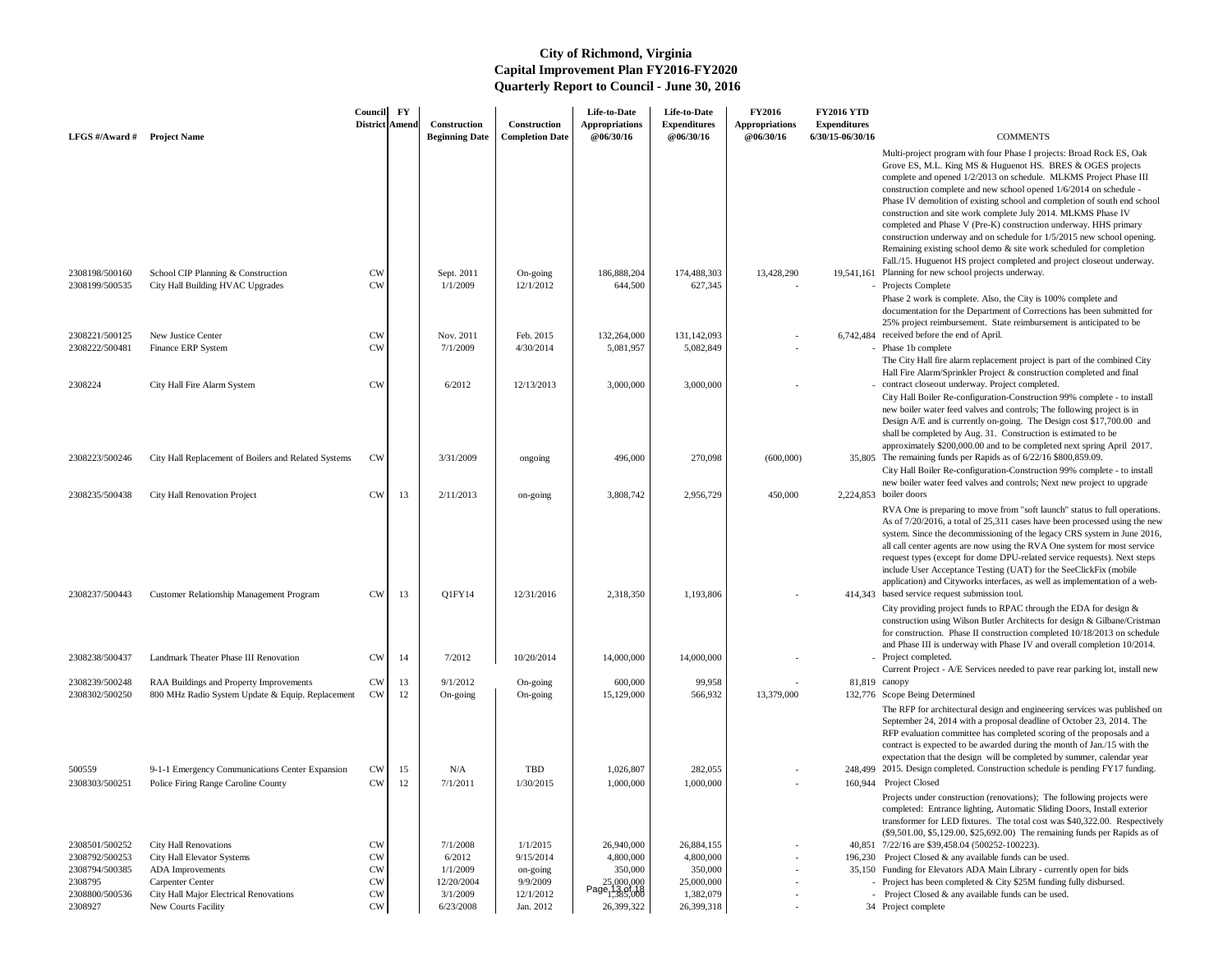# City of Richmond, Virginia
## Capital Improvement Plan FY2016-FY2020
## Quarterly Report to Council - June 30, 2016

| LFGS #/Award # | Project Name | Council District | FY Amend | Construction Beginning Date | Construction Completion Date | Life-to-Date Appropriations @06/30/16 | Life-to-Date Expenditures @06/30/16 | FY2016 Appropriations @06/30/16 | FY2016 YTD Expenditures 6/30/15-06/30/16 | COMMENTS |
|---|---|---|---|---|---|---|---|---|---|---|
| 2308198/500160 | School CIP Planning & Construction | CW | | Sept. 2011 | On-going | 186,888,204 | 174,488,303 | 13,428,290 | 19,541,161 | Multi-project program with four Phase I projects: Broad Rock ES, Oak Grove ES, M.L. King MS & Huguenot HS. BRES & OGES projects complete and opened 1/2/2013 on schedule. MLKMS Project Phase III construction complete and new school opened 1/6/2014 on schedule - Phase IV demolition of existing school and completion of south end school construction and site work complete July 2014. MLKMS Phase IV completed and Phase V (Pre-K) construction underway. HHS primary construction underway and on schedule for 1/5/2015 new school opening. Remaining existing school demo & site work scheduled for completion Fall./15. Huguenot HS project completed and project closeout underway. Planning for new school projects underway. |
| 2308199/500535 | City Hall Building HVAC Upgrades | CW | | 1/1/2009 | 12/1/2012 | 644,500 | 627,345 | - | - | Projects Complete |
| 2308221/500125 | New Justice Center | CW | | Nov. 2011 | Feb. 2015 | 132,264,000 | 131,142,093 | - | 6,742,484 | Phase 2 work is complete. Also, the City is 100% complete and documentation for the Department of Corrections has been submitted for 25% project reimbursement. State reimbursement is anticipated to be received before the end of April. |
| 2308222/500481 | Finance ERP System | CW | | 7/1/2009 | 4/30/2014 | 5,081,957 | 5,082,849 | - | - | Phase 1b complete |
| 2308224 | City Hall Fire Alarm System | CW | | 6/2012 | 12/13/2013 | 3,000,000 | 3,000,000 | - | - | The City Hall fire alarm replacement project is part of the combined City Hall Fire Alarm/Sprinkler Project & construction completed and final contract closeout underway. Project completed. |
| 2308223/500246 | City Hall Replacement of Boilers and Related Systems | CW | | 3/31/2009 | ongoing | 496,000 | 270,098 | (600,000) | 35,805 | City Hall Boiler Re-configuration-Construction 99% complete - to install new boiler water feed valves and controls; The following project is in Design A/E and is currently on-going. The Design cost $17,700.00 and shall be completed by Aug. 31. Construction is estimated to be approximately $200,000.00 and to be completed next spring April 2017. The remaining funds per Rapids as of 6/22/16 $800,859.09. |
| 2308235/500438 | City Hall Renovation Project | CW | 13 | 2/11/2013 | on-going | 3,808,742 | 2,956,729 | 450,000 | 2,224,853 | City Hall Boiler Re-configuration-Construction 99% complete - to install new boiler water feed valves and controls; Next new project to upgrade boiler doors |
| 2308237/500443 | Customer Relationship Management Program | CW | 13 | Q1FY14 | 12/31/2016 | 2,318,350 | 1,193,806 | - | 414,343 | RVA One is preparing to move from "soft launch" status to full operations. As of 7/20/2016, a total of 25,311 cases have been processed using the new system. Since the decommissioning of the legacy CRS system in June 2016, all call center agents are now using the RVA One system for most service request types (except for dome DPU-related service requests). Next steps include User Acceptance Testing (UAT) for the SeeClickFix (mobile application) and Cityworks interfaces, as well as implementation of a web-based service request submission tool. |
| 2308238/500437 | Landmark Theater Phase III Renovation | CW | 14 | 7/2012 | 10/20/2014 | 14,000,000 | 14,000,000 | - | - | City providing project funds to RPAC through the EDA for design & construction using Wilson Butler Architects for design & Gilbane/Cristman for construction. Phase II construction completed 10/18/2013 on schedule and Phase III is underway with Phase IV and overall completion 10/2014. Project completed. |
| 2308239/500248 | RAA Buildings and Property Improvements | CW | 13 | 9/1/2012 | On-going | 600,000 | 99,958 | - | 81,819 | Current Project - A/E Services needed to pave rear parking lot, install new canopy |
| 2308302/500250 | 800 MHz Radio System Update & Equip. Replacement | CW | 12 | On-going | On-going | 15,129,000 | 566,932 | 13,379,000 | 132,776 | Scope Being Determined |
| 500559 | 9-1-1 Emergency Communications Center Expansion | CW | 15 | N/A | TBD | 1,026,807 | 282,055 | - | 248,499 | The RFP for architectural design and engineering services was published on September 24, 2014 with a proposal deadline of October 23, 2014. The RFP evaluation committee has completed scoring of the proposals and a contract is expected to be awarded during the month of Jan./15 with the expectation that the design will be completed by summer, calendar year 2015. Design completed. Construction schedule is pending FY17 funding. |
| 2308303/500251 | Police Firing Range Caroline County | CW | 12 | 7/1/2011 | 1/30/2015 | 1,000,000 | 1,000,000 | - | 160,944 | Project Closed |
| 2308501/500252 | City Hall Renovations | CW | | 7/1/2008 | 1/1/2015 | 26,940,000 | 26,884,155 | - | 40,851 | Projects under construction (renovations); The following projects were completed: Entrance lighting, Automatic Sliding Doors, Install exterior transformer for LED fixtures. The total cost was $40,322.00. Respectively ($9,501.00, $5,129.00, $25,692.00) The remaining funds per Rapids as of 7/22/16 are $39,458.04 (500252-100223). |
| 2308792/500253 | City Hall Elevator Systems | CW | | 6/2012 | 9/15/2014 | 4,800,000 | 4,800,000 | - | 196,230 | Project Closed & any available funds can be used. |
| 2308794/500385 | ADA Improvements | CW | | 1/1/2009 | on-going | 350,000 | 350,000 | - | 35,150 | Funding for Elevators ADA Main Library - currently open for bids |
| 2308795 | Carpenter Center | CW | | 12/20/2004 | 9/9/2009 | 25,000,000 | 25,000,000 | - | - | Project has been completed & City $25M funding fully disbursed. |
| 2308800/500536 | City Hall Major Electrical Renovations | CW | | 3/1/2009 | 12/1/2012 | 1,385,000 | 1,382,079 | - | - | Project Closed & any available funds can be used. |
| 2308927 | New Courts Facility | CW | | 6/23/2008 | Jan. 2012 | 26,399,322 | 26,399,318 | - | 34 | Project complete |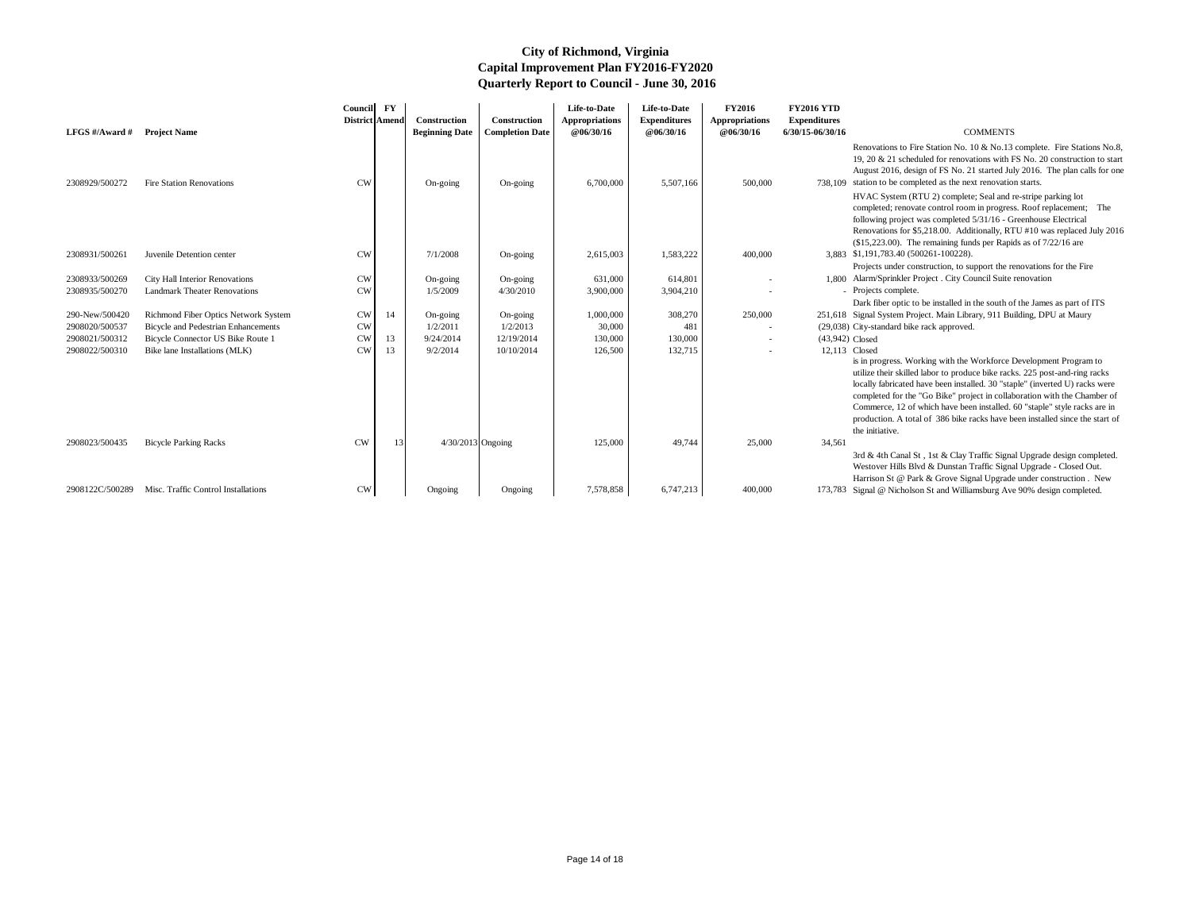# City of Richmond, Virginia
## Capital Improvement Plan FY2016-FY2020
### Quarterly Report to Council - June 30, 2016

| LFGS #/Award # | Project Name | Council District | FY Amend | Construction Beginning Date | Construction Completion Date | Life-to-Date Appropriations @06/30/16 | Life-to-Date Expenditures @06/30/16 | FY2016 Appropriations @06/30/16 | FY2016 YTD Expenditures 6/30/15-06/30/16 | COMMENTS |
|---|---|---|---|---|---|---|---|---|---|---|
| 2308929/500272 | Fire Station Renovations | CW | | On-going | On-going | 6,700,000 | 5,507,166 | 500,000 | 738,109 | Renovations to Fire Station No. 10 & No.13 complete. Fire Stations No.8, 19, 20 & 21 scheduled for renovations with FS No. 20 construction to start August 2016, design of FS No. 21 started July 2016. The plan calls for one station to be completed as the next renovation starts. |
| 2308931/500261 | Juvenile Detention center | CW | | 7/1/2008 | On-going | 2,615,003 | 1,583,222 | 400,000 | 3,883 | HVAC System (RTU 2) complete; Seal and re-stripe parking lot completed; renovate control room in progress. Roof replacement; The following project was completed 5/31/16 - Greenhouse Electrical Renovations for $5,218.00. Additionally, RTU #10 was replaced July 2016 ($15,223.00). The remaining funds per Rapids as of 7/22/16 are $1,191,783.40 (500261-100228). |
| 2308933/500269 | City Hall Interior Renovations | CW | | On-going | On-going | 631,000 | 614,801 | - | 1,800 | Projects under construction, to support the renovations for the Fire Alarm/Sprinkler Project . City Council Suite renovation |
| 2308935/500270 | Landmark Theater Renovations | CW | | 1/5/2009 | 4/30/2010 | 3,900,000 | 3,904,210 | - | - | Projects complete. |
| 290-New/500420 | Richmond Fiber Optics Network System | CW | 14 | On-going | On-going | 1,000,000 | 308,270 | 250,000 | 251,618 | Dark fiber optic to be installed in the south of the James as part of ITS Signal System Project. Main Library, 911 Building, DPU at Maury |
| 2908020/500537 | Bicycle and Pedestrian Enhancements | CW | | 1/2/2011 | 1/2/2013 | 30,000 | 481 | - | (29,038) | City-standard bike rack approved. |
| 2908021/500312 | Bicycle Connector US Bike Route 1 | CW | 13 | 9/24/2014 | 12/19/2014 | 130,000 | 130,000 | - | (43,942) | Closed |
| 2908022/500310 | Bike lane Installations (MLK) | CW | 13 | 9/2/2014 | 10/10/2014 | 126,500 | 132,715 | - | 12,113 | Closed |
| 2908023/500435 | Bicycle Parking Racks | CW | 13 | 4/30/2013 | Ongoing | 125,000 | 49,744 | 25,000 | 34,561 | is in progress. Working with the Workforce Development Program to utilize their skilled labor to produce bike racks. 225 post-and-ring racks locally fabricated have been installed. 30 "staple" (inverted U) racks were completed for the "Go Bike" project in collaboration with the Chamber of Commerce, 12 of which have been installed. 60 "staple" style racks are in production. A total of 386 bike racks have been installed since the start of the initiative. |
| 2908122C/500289 | Misc. Traffic Control Installations | CW | | Ongoing | Ongoing | 7,578,858 | 6,747,213 | 400,000 | 173,783 | 3rd & 4th Canal St , 1st & Clay Traffic Signal Upgrade design completed. Westover Hills Blvd & Dunstan Traffic Signal Upgrade - Closed Out. Harrison St @ Park & Grove Signal Upgrade under construction . New Signal @ Nicholson St and Williamsburg Ave 90% design completed. |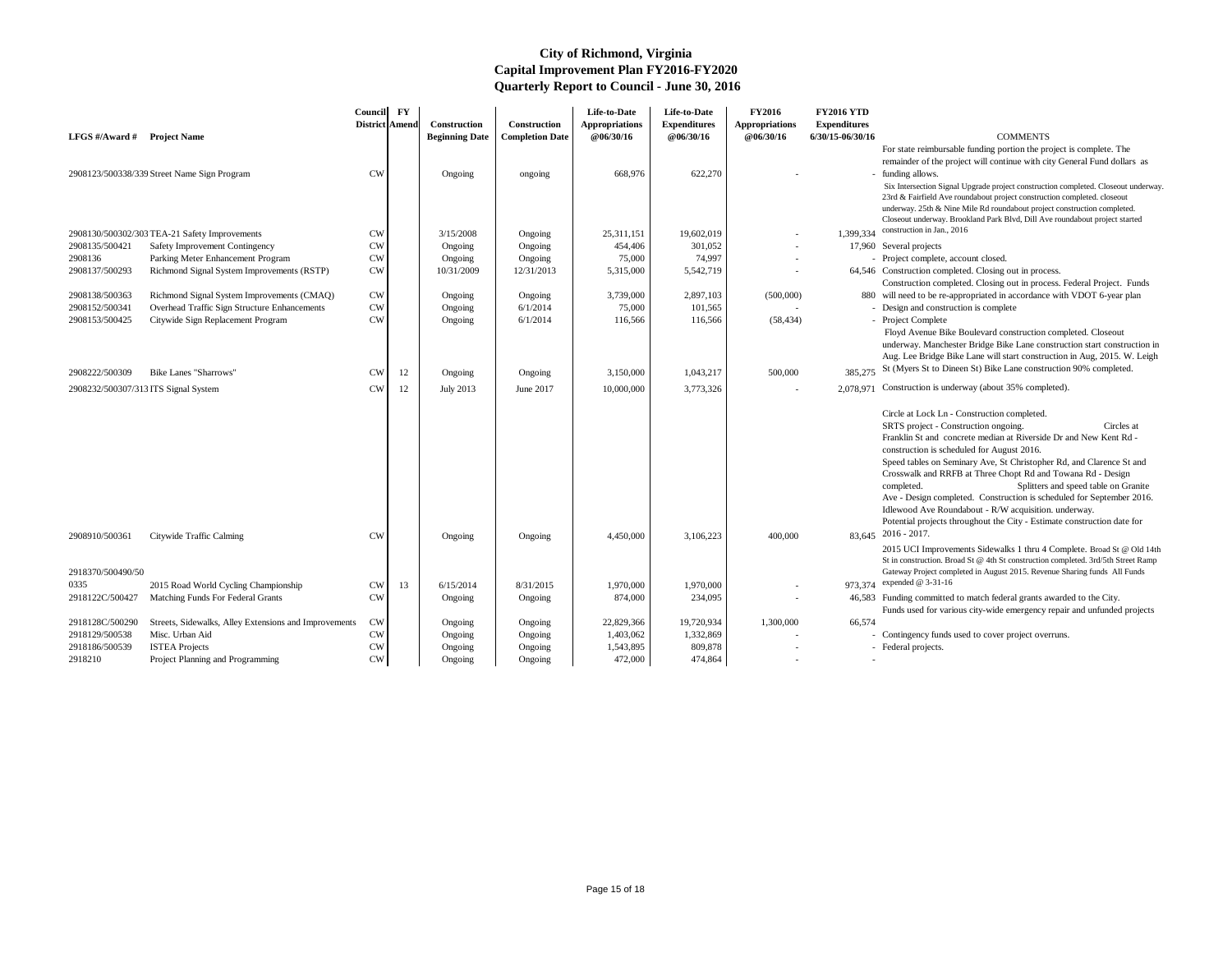# City of Richmond, Virginia
## Capital Improvement Plan FY2016-FY2020
## Quarterly Report to Council - June 30, 2016

| LFGS #/Award # | Project Name | Council District | FY Amend | Construction Beginning Date | Construction Completion Date | Life-to-Date Appropriations @06/30/16 | Life-to-Date Expenditures @06/30/16 | FY2016 Appropriations @06/30/16 | FY2016 YTD Expenditures 6/30/15-06/30/16 | COMMENTS |
|---|---|---|---|---|---|---|---|---|---|---|
| 2908123/500338/339 | Street Name Sign Program | CW | | Ongoing | ongoing | 668,976 | 622,270 | - | - | For state reimbursable funding portion the project is complete. The remainder of the project will continue with city General Fund dollars as funding allows. |
| 2908130/500302/303 | TEA-21 Safety Improvements | CW | | 3/15/2008 | Ongoing | 25,311,151 | 19,602,019 | - | 1,399,334 | Six Intersection Signal Upgrade project construction completed. Closeout underway. 23rd & Fairfield Ave roundabout project construction completed. closeout underway. 25th & Nine Mile Rd roundabout project construction completed. Closeout underway. Brookland Park Blvd, Dill Ave roundabout project started construction in Jan., 2016 |
| 2908135/500421 | Safety Improvement Contingency | CW | | Ongoing | Ongoing | 454,406 | 301,052 | - | 17,960 | Several projects |
| 2908136 | Parking Meter Enhancement Program | CW | | Ongoing | Ongoing | 75,000 | 74,997 | - | - | Project complete, account closed. |
| 2908137/500293 | Richmond Signal System Improvements (RSTP) | CW | | 10/31/2009 | 12/31/2013 | 5,315,000 | 5,542,719 | - | 64,546 | Construction completed. Closing out in process. |
| 2908138/500363 | Richmond Signal System Improvements (CMAQ) | CW | | Ongoing | Ongoing | 3,739,000 | 2,897,103 | (500,000) | 880 | Construction completed. Closing out in process. Federal Project. Funds will need to be re-appropriated in accordance with VDOT 6-year plan |
| 2908152/500341 | Overhead Traffic Sign Structure Enhancements | CW | | Ongoing | 6/1/2014 | 75,000 | 101,565 | - | - | Design and construction is complete |
| 2908153/500425 | Citywide Sign Replacement Program | CW | | Ongoing | 6/1/2014 | 116,566 | 116,566 | (58,434) | - | Project Complete |
| 2908222/500309 | Bike Lanes "Sharrows" | CW | 12 | Ongoing | Ongoing | 3,150,000 | 1,043,217 | 500,000 | 385,275 | Floyd Avenue Bike Boulevard construction completed. Closeout underway. Manchester Bridge Bike Lane construction start construction in Aug. Lee Bridge Bike Lane will start construction in Aug, 2015. W. Leigh St (Myers St to Dineen St) Bike Lane construction 90% completed. |
| 2908232/500307/313 | ITS Signal System | CW | 12 | July 2013 | June 2017 | 10,000,000 | 3,773,326 | - | 2,078,971 | Construction is underway (about 35% completed). |
| 2908910/500361 | Citywide Traffic Calming | CW | | Ongoing | Ongoing | 4,450,000 | 3,106,223 | 400,000 | 83,645 | Circle at Lock Ln - Construction completed. SRTS project - Construction ongoing. Circles at Franklin St and concrete median at Riverside Dr and New Kent Rd - construction is scheduled for August 2016. Speed tables on Seminary Ave, St Christopher Rd, and Clarence St and Crosswalk and RRFB at Three Chopt Rd and Towana Rd - Design completed. Splitters and speed table on Granite Ave - Design completed. Construction is scheduled for September 2016. Idlewood Ave Roundabout - R/W acquisition. underway. Potential projects throughout the City - Estimate construction date for 2016 - 2017. |
| 2918370/500490/500335 | 2015 Road World Cycling Championship | CW | 13 | 6/15/2014 | 8/31/2015 | 1,970,000 | 1,970,000 | - | 973,374 | 2015 UCI Improvements Sidewalks 1 thru 4 Complete. Broad St @ Old 14th St in construction. Broad St @ 4th St construction completed. 3rd/5th Street Ramp Gateway Project completed in August 2015. Revenue Sharing funds All Funds expended @ 3-31-16 |
| 2918122C/500427 | Matching Funds For Federal Grants | CW | | Ongoing | Ongoing | 874,000 | 234,095 | - | 46,583 | Funding committed to match federal grants awarded to the City. |
| 2918128C/500290 | Streets, Sidewalks, Alley Extensions and Improvements | CW | | Ongoing | Ongoing | 22,829,366 | 19,720,934 | 1,300,000 | 66,574 | Funds used for various city-wide emergency repair and unfunded projects |
| 2918129/500538 | Misc. Urban Aid | CW | | Ongoing | Ongoing | 1,403,062 | 1,332,869 | - | - | Contingency funds used to cover project overruns. |
| 2918186/500539 | ISTEA Projects | CW | | Ongoing | Ongoing | 1,543,895 | 809,878 | - | - | Federal projects. |
| 2918210 | Project Planning and Programming | CW | | Ongoing | Ongoing | 472,000 | 474,864 | - | - | |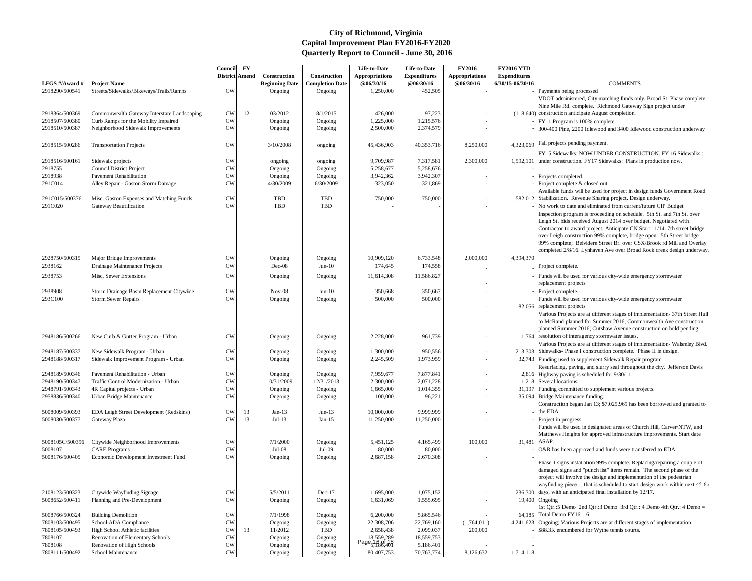# City of Richmond, Virginia
## Capital Improvement Plan FY2016-FY2020
## Quarterly Report to Council - June 30, 2016

| LFGS #/Award # | Project Name | Council District | FY Amend | Construction Beginning Date | Construction Completion Date | Life-to-Date Appropriations @06/30/16 | Life-to-Date Expenditures @06/30/16 | FY2016 Appropriations @06/30/16 | FY2016 YTD Expenditures 6/30/15-06/30/16 | COMMENTS |
|---|---|---|---|---|---|---|---|---|---|---|
| 2918290/500541 | Streets/Sidewalks/Bikeways/Trails/Ramps | CW | | Ongoing | Ongoing | 1,250,000 | 452,505 | - | - | Payments being processed |
| 2918364/500369 | Commonwealth Gateway Interstate Landscaping | CW | 12 | 03/2012 | 8/1/2015 | 426,000 | 97,223 | - | (118,640) | VDOT administered, City matching funds only. Broad St. Phase complete, Nine Mile Rd. complete. Richmond Gateway Sign project under construction anticipate August completion. |
| 2918507/500380 | Curb Ramps for the Mobility Impaired | CW | | Ongoing | Ongoing | 1,225,000 | 1,215,576 | - | - | FY11 Program is 100% complete. |
| 2918510/500387 | Neighborhood Sidewalk Improvements | CW | | Ongoing | Ongoing | 2,500,000 | 2,374,579 | - | - | 300-400 Pine, 2200 Idlewood and 3400 Idlewood construction underway |
| 2918515/500286 | Transportation Projects | CW | | 3/10/2008 | ongoing | 45,436,903 | 40,353,716 | 8,250,000 | 4,323,069 | Fall projects pending payment. |
| 2918516/500161 | Sidewalk projects | CW | | ongoing | ongoing | 9,709,987 | 7,317,581 | 2,300,000 | 1,592,101 | FY15 Sidewalks: NOW UNDER CONSTRUCTION. FY 16 Sidewalks : under construction. FY17 Sidewalks: Plans in production now. |
| 2918755 | Council District Project | CW | | Ongoing | Ongoing | 5,258,677 | 5,258,676 | - | - | |
| 2918938 | Pavement Rehabilitation | CW | | Ongoing | Ongoing | 3,942,362 | 3,942,307 | - | - | Projects completed. |
| 291C014 | Alley Repair - Gaston Storm Damage | CW | | 4/30/2009 | 6/30/2009 | 323,050 | 321,869 | - | - | Project complete & closed out |
| 291C015/500376 | Misc. Gaston Expenses and Matching Funds | CW | | TBD | TBD | 750,000 | 750,000 | - | 582,012 | Available funds will be used for project in design funds Government Road Stabilization. Revenue Sharing project. Design underway. |
| 291C020 | Gateway Beautification | CW | | TBD | TBD | - | - | - | - | No work to date and eliminated from current/future CIP Budget |
| 2928750/500315 | Major Bridge Improvements | CW | | Ongoing | Ongoing | 10,909,120 | 6,733,548 | 2,000,000 | 4,394,370 | Inspection program is proceeding on schedule. 5th St. and 7th St. over Leigh St. bids received August 2014 over budget. Negotiated with Contractor to award project. Anticipate CN Start 11/14. 7th street bridge over Leigh construction 99% complete, bridge open. 5th Street bridge 99% complete; Belvidere Street Br. over CSX/Brook rd Mill and Overlay completed 2/8/16. Lynhaven Ave over Broad Rock creek design underway. |
| 2938162 | Drainage Maintenance Projects | CW | | Dec-08 | Jun-10 | 174,645 | 174,558 | - | - | Project complete. |
| 2938753 | Misc. Sewer Extensions | CW | | Ongoing | Ongoing | 11,614,308 | 11,586,827 | - | - | Funds will be used for various city-wide emergency stormwater replacement projects |
| 2938908 | Storm Drainage Basin Replacement Citywide | CW | | Nov-08 | Jun-10 | 350,668 | 350,667 | | - | Project complete. |
| 293C100 | Storm Sewer Repairs | CW | | Ongoing | Ongoing | 500,000 | 500,000 | - | 82,056 | Funds will be used for various city-wide emergency stormwater replacement projects |
| 2948186/500266 | New Curb & Gutter Program - Urban | CW | | Ongoing | Ongoing | 2,228,000 | 961,739 | - | 1,764 | Various Projects are at different stages of implementation- 37th Street Hull to McRand planned for Summer 2016; Commonwealth Ave construction planned Summer 2016; Cutshaw Avenue construction on hold pending resolution of interagency stormwater issues. |
| 2948187/500337 | New Sidewalk Program - Urban | CW | | Ongoing | Ongoing | 1,300,000 | 950,556 | - | 213,303 | Various Projects are at different stages of implementation- Walsmley Blvd. Sidewalks- Phase I construction complete. Phase II in design. |
| 2948188/500317 | Sidewalk Improvement Program - Urban | CW | | Ongoing | Ongoing | 2,245,509 | 1,973,959 | - | 32,743 | Funding used to supplement Sidewalk Repair program. |
| 2948189/500346 | Pavement Rehabilitation - Urban | CW | | Ongoing | Ongoing | 7,959,677 | 7,877,841 | - | 2,816 | Resurfacing, paving, and slurry seal throughout the city. Jefferson Davis Highway paving is scheduled for 9/30/11 |
| 2948190/500347 | Traffic Control Modernization - Urban | CW | | 10/31/2009 | 12/31/2013 | 2,300,000 | 2,071,228 | - | 11,218 | Several locations. |
| 2948791/500343 | 4R Capital projects - Urban | CW | | Ongoing | Ongoing | 1,665,000 | 1,014,355 | - | 31,197 | Funding committed to supplement various projects. |
| 2958836/500340 | Urban Bridge Maintenance | CW | | Ongoing | Ongoing | 100,000 | 96,221 | - | 35,094 | Bridge Maintenance funding. |
| 5008009/500393 | EDA Leigh Street Development (Redskins) | CW | 13 | Jan-13 | Jun-13 | 10,000,000 | 9,999,999 | - | - | Construction began Jan 13; $7,025,969 has been borrowed and granted to the EDA. |
| 5008030/500377 | Gateway Plaza | CW | 13 | Jul-13 | Jan-15 | 11,250,000 | 11,250,000 | - | - | Project in progress. |
| 5008105C/500396 | Citywide Neighborhood Improvements | CW | | 7/1/2000 | Ongoing | 5,451,125 | 4,165,499 | 100,000 | 31,481 | Funds will be used in designated areas of Church Hill, Carver/NTW, and Matthews Heights for approved infrastructure improvements. Start date ASAP. |
| 5008107 | CARE Programs | CW | | Jul-08 | Jul-09 | 80,000 | 80,000 | - | - | O&R has been approved and funds were transferred to EDA. |
| 5008176/500405 | Economic Development Investment Fund | CW | | Ongoing | Ongoing | 2,687,158 | 2,670,308 | - | - | |
| 2108123/500323 | Citywide Wayfinding Signage | CW | | 5/5/2011 | Dec-17 | 1,695,000 | 1,075,152 | - | 236,300 | Phase 1 signs installation 99% complete. Replacing/repairing a couple of damaged signs and "punch list" items remain. The second phase of the project will involve the design and implementation of the pedestrian wayfinding piece….that is scheduled to start design work within next 45-60 days, with an anticipated final installation by 12/17. |
| 5008652/500411 | Planning and Pre-Development | CW | | Ongoing | Ongoing | 1,631,069 | 1,555,695 | - | 19,400 | Ongoing |
| 5008766/500324 | Building Demolition | CW | | 7/1/1998 | Ongoing | 6,200,000 | 5,865,546 | - | 64,185 | 1st Qtr.:5 Demo 2nd Qtr.:3 Demo 3rd Qtr.: 4 Demo 4th Qtr.: 4 Demo = Total Demo FY16: 16 |
| 7808103/500495 | School ADA Compliance | CW | | Ongoing | Ongoing | 22,308,706 | 22,769,160 | (1,764,011) | 4,241,623 | Ongoing; Various Projects are at different stages of implementation |
| 7808105/500493 | High School Athletic facilities | CW | 13 | 11/2012 | TBD | 2,658,438 | 2,099,037 | 200,000 | - | $88.3K encumbered for Wythe tennis courts. |
| 7808107 | Renovation of Elementary Schools | CW | | Ongoing | Ongoing | 18,559,289 | 18,559,753 | - | - | |
| 7808108 | Renovation of High Schools | CW | | Ongoing | Ongoing | 5,186,401 | 5,186,401 | - | - | |
| 7808111/500492 | School Maintenance | CW | | Ongoing | Ongoing | 80,407,753 | 70,763,774 | 8,126,632 | 1,714,118 | |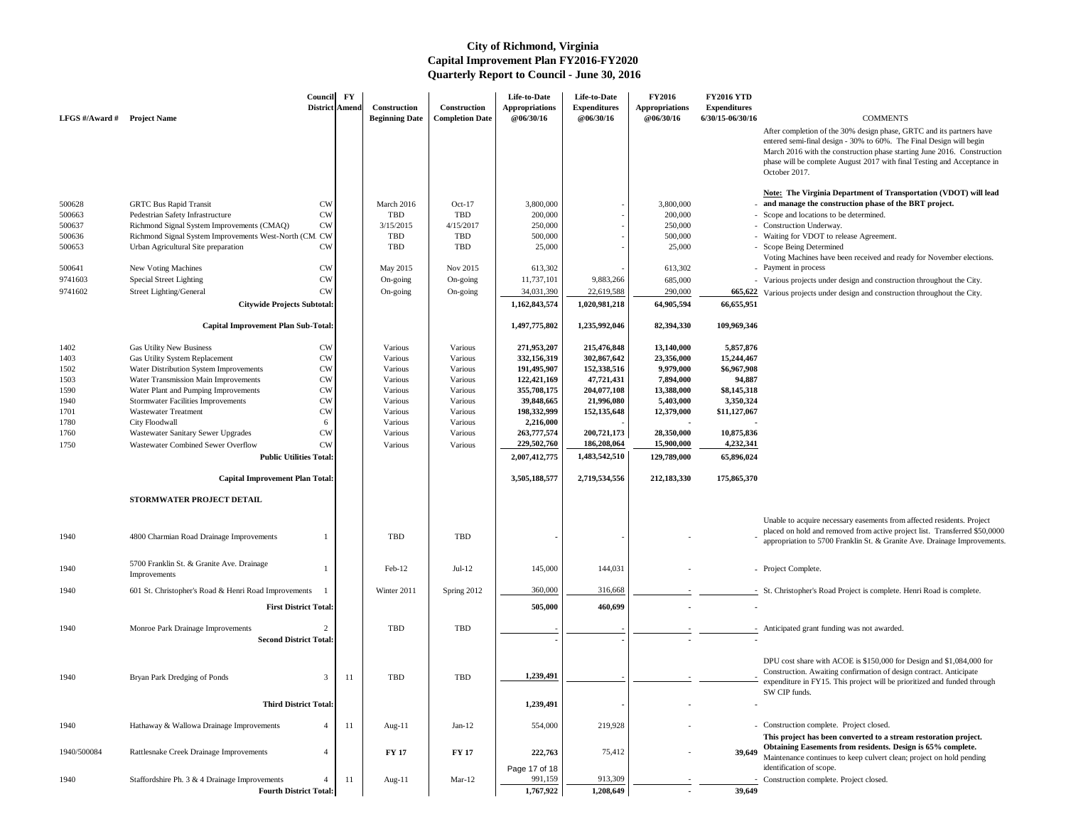# City of Richmond, Virginia
## Capital Improvement Plan FY2016-FY2020
## Quarterly Report to Council - June 30, 2016

| LFGS #/Award # | Project Name | Council District | FY Amend | Construction Beginning Date | Construction Completion Date | Life-to-Date Appropriations @06/30/16 | Life-to-Date Expenditures @06/30/16 | FY2016 Appropriations @06/30/16 | FY2016 YTD Expenditures 6/30/15-06/30/16 | COMMENTS |
|---|---|---|---|---|---|---|---|---|---|---|
| 500628 | GRTC Bus Rapid Transit | CW | | March 2016 | Oct-17 | 3,800,000 | - | 3,800,000 | - | After completion of the 30% design phase, GRTC and its partners have entered semi-final design - 30% to 60%. The Final Design will begin March 2016 with the construction phase starting June 2016. Construction phase will be complete August 2017 with final Testing and Acceptance in October 2017. **Note: The Virginia Department of Transportation (VDOT) will lead and manage the construction phase of the BRT project.** |
| 500663 | Pedestrian Safety Infrastructure | CW | | TBD | TBD | 200,000 | - | 200,000 | - | Scope and locations to be determined. |
| 500637 | Richmond Signal System Improvements (CMAQ) | CW | | 3/15/2015 | 4/15/2017 | 250,000 | - | 250,000 | - | Construction Underway. |
| 500636 | Richmond Signal System Improvements West-North (CM | CW | | TBD | TBD | 500,000 | - | 500,000 | - | Waiting for VDOT to release Agreement. |
| 500653 | Urban Agricultural Site preparation | CW | | TBD | TBD | 25,000 | - | 25,000 | - | Scope Being Determined |
| 500641 | New Voting Machines | CW | | May 2015 | Nov 2015 | 613,302 | - | 613,302 | - | Voting Machines have been received and ready for November elections. Payment in process |
| 9741603 | Special Street Lighting | CW | | On-going | On-going | 11,737,101 | 9,883,266 | 685,000 | - | Various projects under design and construction throughout the City. |
| 9741602 | Street Lighting/General | CW | | On-going | On-going | 34,031,390 | 22,619,588 | 290,000 | 665,622 | Various projects under design and construction throughout the City. |
| | **Citywide Projects Subtotal:** | | | | | **1,162,843,574** | **1,020,981,218** | **64,905,594** | **66,655,951** | |
| | **Capital Improvement Plan Sub-Total:** | | | | | **1,497,775,802** | **1,235,992,046** | **82,394,330** | **109,969,346** | |
| 1402 | Gas Utility New Business | CW | | Various | Various | **271,953,207** | **215,476,848** | **13,140,000** | **5,857,876** | |
| 1403 | Gas Utility System Replacement | CW | | Various | Various | **332,156,319** | **302,867,642** | **23,356,000** | **15,244,467** | |
| 1502 | Water Distribution System Improvements | CW | | Various | Various | **191,495,907** | **152,338,516** | **9,979,000** | **$6,967,908** | |
| 1503 | Water Transmission Main Improvements | CW | | Various | Various | **122,421,169** | **47,721,431** | **7,894,000** | **94,887** | |
| 1590 | Water Plant and Pumping Improvements | CW | | Various | Various | **355,708,175** | **204,077,108** | **13,388,000** | **$8,145,318** | |
| 1940 | Stormwater Facilities Improvements | CW | | Various | Various | **39,848,665** | **21,996,080** | **5,403,000** | **3,350,324** | |
| 1701 | Wastewater Treatment | CW | | Various | Various | **198,332,999** | **152,135,648** | **12,379,000** | **$11,127,067** | |
| 1780 | City Floodwall | 6 | | Various | Various | **2,216,000** | - | - | - | |
| 1760 | Wastewater Sanitary Sewer Upgrades | CW | | Various | Various | **263,777,574** | **200,721,173** | **28,350,000** | **10,875,836** | |
| 1750 | Wastewater Combined Sewer Overflow | CW | | Various | Various | **229,502,760** | **186,208,064** | **15,900,000** | **4,232,341** | |
| | **Public Utilities Total:** | | | | | **2,007,412,775** | **1,483,542,510** | **129,789,000** | **65,896,024** | |
| | **Capital Improvement Plan Total:** | | | | | **3,505,188,577** | **2,719,534,556** | **212,183,330** | **175,865,370** | |
| | **STORMWATER PROJECT DETAIL** | | | | | | | | | |
| 1940 | 4800 Charmian Road Drainage Improvements | 1 | | TBD | TBD | - | - | - | - | Unable to acquire necessary easements from affected residents. Project placed on hold and removed from active project list. Transferred $50,0000 appropriation to 5700 Franklin St. & Granite Ave. Drainage Improvements. |
| 1940 | 5700 Franklin St. & Granite Ave. Drainage Improvements | 1 | | Feb-12 | Jul-12 | 145,000 | 144,031 | - | - | Project Complete. |
| 1940 | 601 St. Christopher's Road & Henri Road Improvements | 1 | | Winter 2011 | Spring 2012 | 360,000 | 316,668 | - | - | St. Christopher's Road Project is complete. Henri Road is complete. |
| | **First District Total:** | | | | | **505,000** | **460,699** | **-** | **-** | |
| 1940 | Monroe Park Drainage Improvements | 2 | | TBD | TBD | - | - | - | - | Anticipated grant funding was not awarded. |
| | **Second District Total:** | | | | | - | - | - | - | |
| 1940 | Bryan Park Dredging of Ponds | 3 | 11 | TBD | TBD | **1,239,491** | - | - | - | DPU cost share with ACOE is $150,000 for Design and $1,084,000 for Construction. Awaiting confirmation of design contract. Anticipate expenditure in FY15. This project will be prioritized and funded through SW CIP funds. |
| | **Third District Total:** | | | | | **1,239,491** | **-** | **-** | - | |
| 1940 | Hathaway & Wallowa Drainage Improvements | 4 | 11 | Aug-11 | Jan-12 | 554,000 | 219,928 | - | - | Construction complete. Project closed. |
| 1940/500084 | Rattlesnake Creek Drainage Improvements | 4 | | **FY 17** | **FY 17** | **222,763** | 75,412 | - | 39,649 | **This project has been converted to a stream restoration project. Obtaining Easements from residents. Design is 65% complete.** Maintenance continues to keep culvert clean; project on hold pending identification of scope. |
| 1940 | Staffordshire Ph. 3 & 4 Drainage Improvements | 4 | 11 | Aug-11 | Mar-12 | 991,159 | 913,309 | - | - | Construction complete. Project closed. |
| | **Fourth District Total:** | | | | | **1,767,922** | **1,208,649** | **-** | **39,649** | |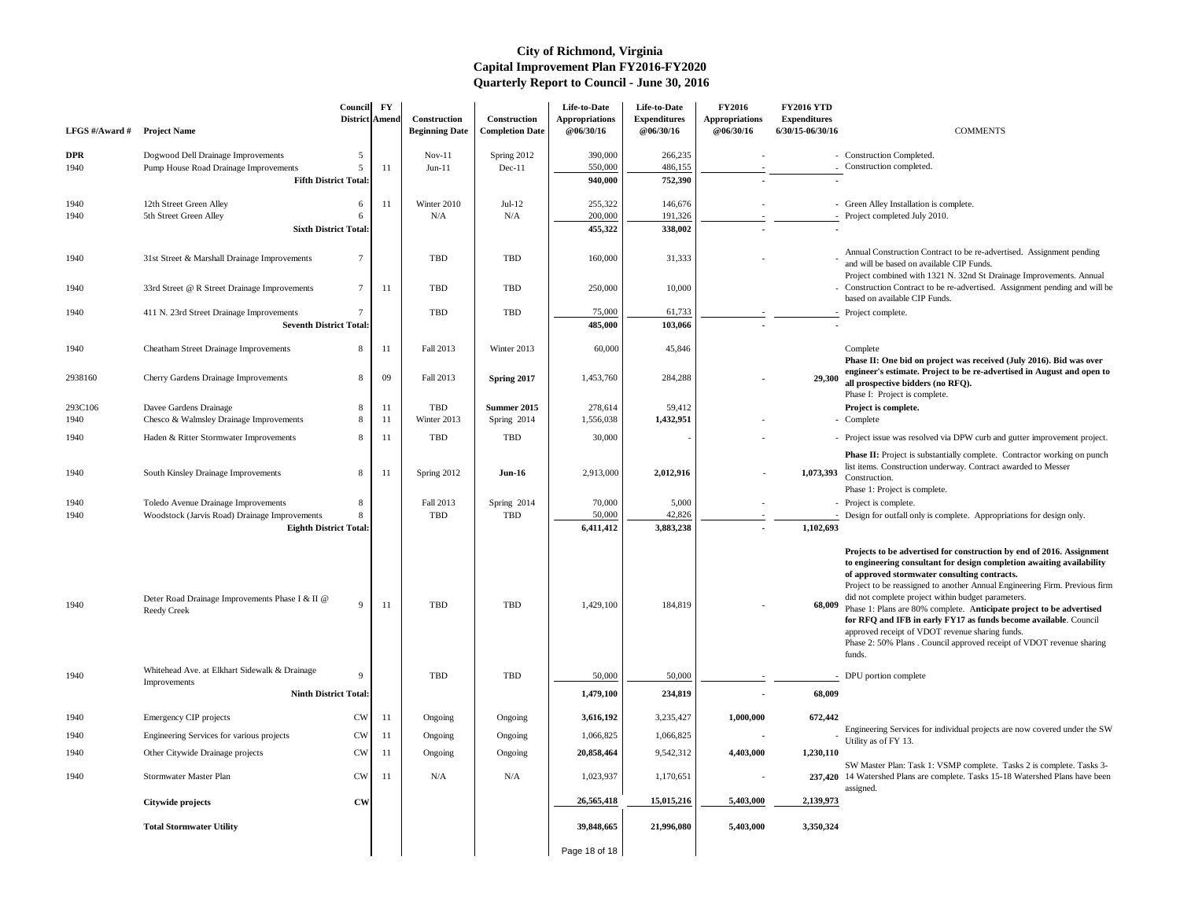# City of Richmond, Virginia
## Capital Improvement Plan FY2016-FY2020
## Quarterly Report to Council - June 30, 2016

| LFGS #/Award # | Project Name | Council District | FY Amend | Construction Beginning Date | Construction Completion Date | Life-to-Date Appropriations @06/30/16 | Life-to-Date Expenditures @06/30/16 | FY2016 Appropriations @06/30/16 | FY2016 YTD Expenditures 6/30/15-06/30/16 | COMMENTS |
|---|---|---|---|---|---|---|---|---|---|---|
| **DPR** | Dogwood Dell Drainage Improvements | 5 | | Nov-11 | Spring 2012 | 390,000 | 266,235 | - | - | Construction Completed. |
| 1940 | Pump House Road Drainage Improvements | 5 | 11 | Jun-11 | Dec-11 | 550,000 | 486,155 | - | - | Construction completed. |
| | **Fifth District Total:** | | | | | **940,000** | **752,390** | **-** | **-** | |
| 1940 | 12th Street Green Alley | 6 | 11 | Winter 2010 | Jul-12 | 255,322 | 146,676 | - | - | Green Alley Installation is complete. |
| 1940 | 5th Street Green Alley | 6 | | N/A | N/A | 200,000 | 191,326 | - | - | Project completed July 2010. |
| | **Sixth District Total:** | | | | | **455,322** | **338,002** | **-** | **-** | |
| 1940 | 31st Street & Marshall Drainage Improvements | 7 | | TBD | TBD | 160,000 | 31,333 | - | - | Annual Construction Contract to be re-advertised. Assignment pending and will be based on available CIP Funds. |
| 1940 | 33rd Street @ R Street Drainage Improvements | 7 | 11 | TBD | TBD | 250,000 | 10,000 | | - | Project combined with 1321 N. 32nd St Drainage Improvements. Annual Construction Contract to be re-advertised. Assignment pending and will be based on available CIP Funds. |
| 1940 | 411 N. 23rd Street Drainage Improvements | 7 | | TBD | TBD | 75,000 | 61,733 | - | - | Project complete. |
| | **Seventh District Total:** | | | | | **485,000** | **103,066** | **-** | **-** | |
| 1940 | Cheatham Street Drainage Improvements | 8 | 11 | Fall 2013 | Winter 2013 | 60,000 | 45,846 | | | Complete |
| 2938160 | Cherry Gardens Drainage Improvements | 8 | 09 | Fall 2013 | **Spring 2017** | 1,453,760 | 284,288 | - | **29,300** | **Phase II: One bid on project was received (July 2016). Bid was over engineer's estimate. Project to be re-advertised in August and open to all prospective bidders (no RFQ).** Phase I: Project is complete. |
| 293C106 | Davee Gardens Drainage | 8 | 11 | TBD | **Summer 2015** | 278,614 | 59,412 | | | **Project is complete.** |
| 1940 | Chesco & Walmsley Drainage Improvements | 8 | 11 | Winter 2013 | Spring 2014 | 1,556,038 | **1,432,951** | - | - | Complete |
| 1940 | Haden & Ritter Stormwater Improvements | 8 | 11 | TBD | TBD | 30,000 | - | - | - | Project issue was resolved via DPW curb and gutter improvement project. |
| 1940 | South Kinsley Drainage Improvements | 8 | 11 | Spring 2012 | **Jun-16** | 2,913,000 | **2,012,916** | - | **1,073,393** | **Phase II:** Project is substantially complete. Contractor working on punch list items. Construction underway. Contract awarded to Messer Construction. Phase 1: Project is complete. |
| 1940 | Toledo Avenue Drainage Improvements | 8 | | Fall 2013 | Spring 2014 | 70,000 | 5,000 | - | - | Project is complete. |
| 1940 | Woodstock (Jarvis Road) Drainage Improvements | 8 | | TBD | TBD | 50,000 | 42,826 | - | - | Design for outfall only is complete. Appropriations for design only. |
| | **Eighth District Total:** | | | | | **6,411,412** | **3,883,238** | **-** | **1,102,693** | |
| 1940 | Deter Road Drainage Improvements Phase I & II @ Reedy Creek | 9 | 11 | TBD | TBD | 1,429,100 | 184,819 | - | **68,009** | **Projects to be advertised for construction by end of 2016. Assignment to engineering consultant for design completion awaiting availability of approved stormwater consulting contracts.** Project to be reassigned to another Annual Engineering Firm. Previous firm did not complete project within budget parameters. Phase 1: Plans are 80% complete. A**nticipate project to be advertised for RFQ and IFB in early FY17 as funds become available**. Council approved receipt of VDOT revenue sharing funds. Phase 2: 50% Plans . Council approved receipt of VDOT revenue sharing funds. |
| 1940 | Whitehead Ave. at Elkhart Sidewalk & Drainage Improvements | 9 | | TBD | TBD | 50,000 | 50,000 | - | - | DPU portion complete |
| | **Ninth District Total:** | | | | | **1,479,100** | **234,819** | **-** | **68,009** | |
| 1940 | Emergency CIP projects | CW | 11 | Ongoing | Ongoing | **3,616,192** | 3,235,427 | **1,000,000** | **672,442** | |
| 1940 | Engineering Services for various projects | CW | 11 | Ongoing | Ongoing | 1,066,825 | 1,066,825 | **-** | - | Engineering Services for individual projects are now covered under the SW Utility as of FY 13. |
| 1940 | Other Citywide Drainage projects | CW | 11 | Ongoing | Ongoing | **20,858,464** | 9,542,312 | **4,403,000** | **1,230,110** | |
| 1940 | Stormwater Master Plan | CW | 11 | N/A | N/A | 1,023,937 | 1,170,651 | - | **237,420** | SW Master Plan: Task 1: VSMP complete. Tasks 2 is complete. Tasks 3-14 Watershed Plans are complete. Tasks 15-18 Watershed Plans have been assigned. |
| | **Citywide projects** | **CW** | | | | **26,565,418** | **15,015,216** | **5,403,000** | **2,139,973** | |
| | **Total Stormwater Utility** | | | | | **39,848,665** | **21,996,080** | **5,403,000** | **3,350,324** | |